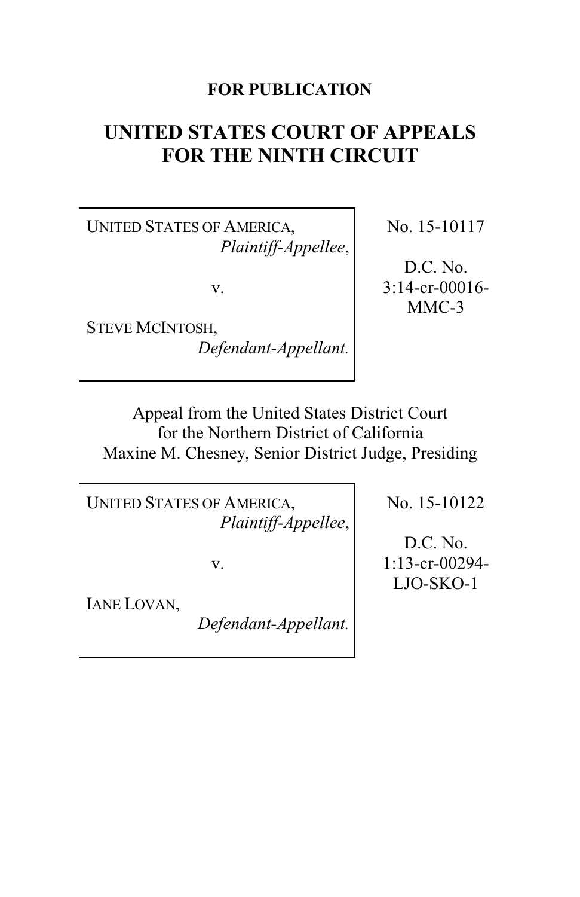**FOR PUBLICATION**

# UNITED STATES COURT OF APPEALS FOR THE NINTH CIRCUIT

| | |
|---|---|
| UNITED STATES OF AMERICA, *Plaintiff-Appellee*,<br><br>v.<br><br>STEVE MCINTOSH, *Defendant-Appellant.* | No. 15-10117<br><br>D.C. No. 3:14-cr-00016-MMC-3 |

Appeal from the United States District Court
for the Northern District of California
Maxine M. Chesney, Senior District Judge, Presiding

| | |
|---|---|
| UNITED STATES OF AMERICA, *Plaintiff-Appellee*,<br><br>v.<br><br>IANE LOVAN, *Defendant-Appellant.* | No. 15-10122<br><br>D.C. No. 1:13-cr-00294-LJO-SKO-1 |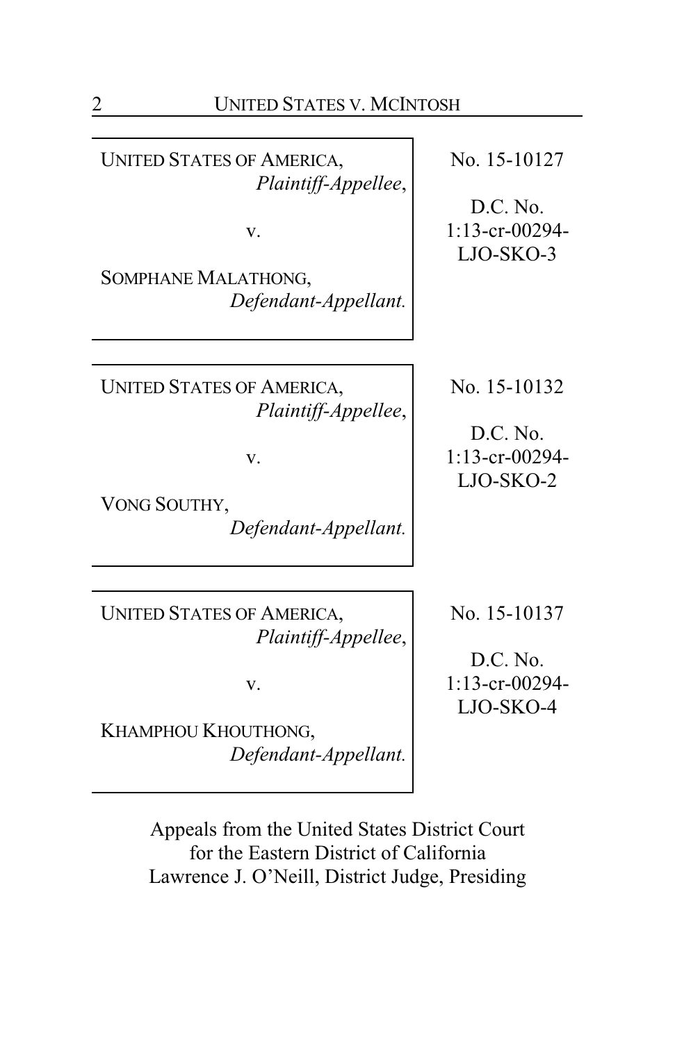| | |
|---|---|
| UNITED STATES OF AMERICA, *Plaintiff-Appellee*, v. SOMPHANE MALATHONG, *Defendant-Appellant.* | No. 15-10127 D.C. No. 1:13-cr-00294-LJO-SKO-3 |
| UNITED STATES OF AMERICA, *Plaintiff-Appellee*, v. VONG SOUTHY, *Defendant-Appellant.* | No. 15-10132 D.C. No. 1:13-cr-00294-LJO-SKO-2 |
| UNITED STATES OF AMERICA, *Plaintiff-Appellee*, v. KHAMPHOU KHOUTHONG, *Defendant-Appellant.* | No. 15-10137 D.C. No. 1:13-cr-00294-LJO-SKO-4 |

Appeals from the United States District Court for the Eastern District of California Lawrence J. O'Neill, District Judge, Presiding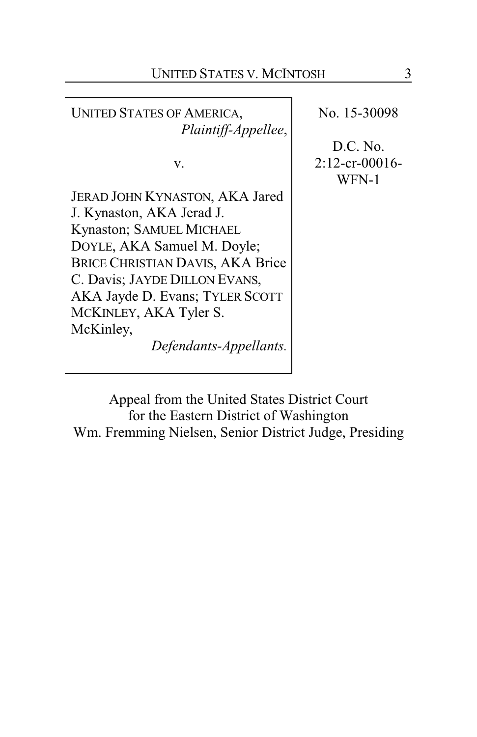UNITED STATES OF AMERICA,
*Plaintiff-Appellee*,

v.

JERAD JOHN KYNASTON, AKA Jared J. Kynaston, AKA Jerad J. Kynaston; SAMUEL MICHAEL DOYLE, AKA Samuel M. Doyle; BRICE CHRISTIAN DAVIS, AKA Brice C. Davis; JAYDE DILLON EVANS, AKA Jayde D. Evans; TYLER SCOTT MCKINLEY, AKA Tyler S. McKinley,
*Defendants-Appellants.*

No. 15-30098

D.C. No.
2:12-cr-00016-WFN-1

Appeal from the United States District Court
for the Eastern District of Washington
Wm. Fremming Nielsen, Senior District Judge, Presiding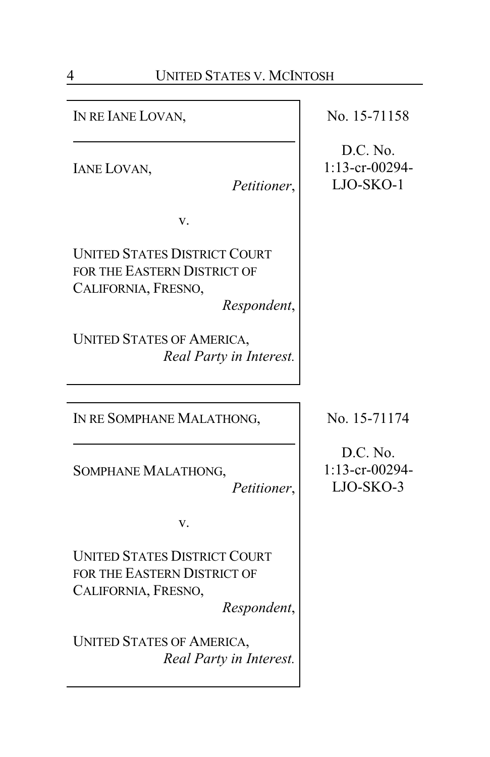IN RE IANE LOVAN,

IANE LOVAN,
*Petitioner*,

v.

UNITED STATES DISTRICT COURT FOR THE EASTERN DISTRICT OF CALIFORNIA, FRESNO,
*Respondent*,

UNITED STATES OF AMERICA,
*Real Party in Interest.*

No. 15-71158

D.C. No. 1:13-cr-00294-LJO-SKO-1

---

IN RE SOMPHANE MALATHONG,

SOMPHANE MALATHONG,
*Petitioner*,

v.

UNITED STATES DISTRICT COURT FOR THE EASTERN DISTRICT OF CALIFORNIA, FRESNO,
*Respondent*,

UNITED STATES OF AMERICA,
*Real Party in Interest.*

No. 15-71174

D.C. No. 1:13-cr-00294-LJO-SKO-3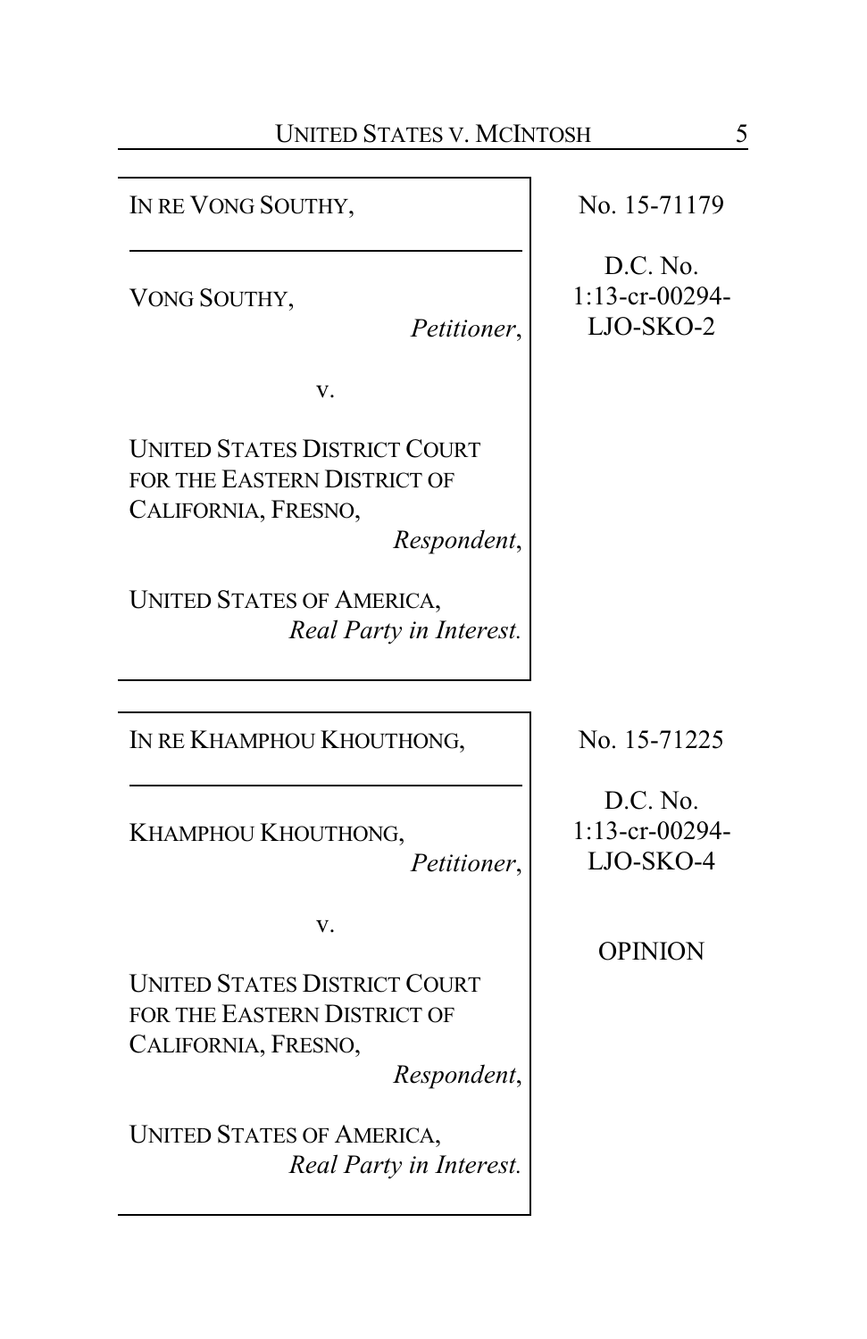| | |
|---|---|
| IN RE VONG SOUTHY,<br><br>VONG SOUTHY,<br>*Petitioner*,<br><br>v.<br><br>UNITED STATES DISTRICT COURT FOR THE EASTERN DISTRICT OF CALIFORNIA, FRESNO,<br>*Respondent*,<br><br>UNITED STATES OF AMERICA,<br>*Real Party in Interest.* | No. 15-71179<br><br>D.C. No.<br>1:13-cr-00294-LJO-SKO-2 |

| | |
|---|---|
| IN RE KHAMPHOU KHOUTHONG,<br><br>KHAMPHOU KHOUTHONG,<br>*Petitioner*,<br><br>v.<br><br>UNITED STATES DISTRICT COURT FOR THE EASTERN DISTRICT OF CALIFORNIA, FRESNO,<br>*Respondent*,<br><br>UNITED STATES OF AMERICA,<br>*Real Party in Interest.* | No. 15-71225<br><br>D.C. No.<br>1:13-cr-00294-LJO-SKO-4<br><br>OPINION |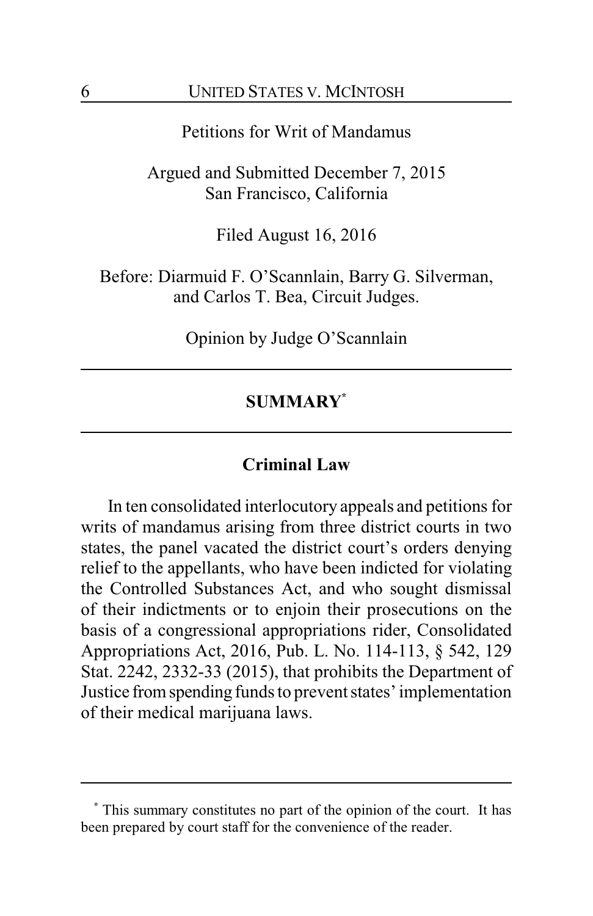Petitions for Writ of Mandamus

Argued and Submitted December 7, 2015
San Francisco, California

Filed August 16, 2016

Before: Diarmuid F. O'Scannlain, Barry G. Silverman, and Carlos T. Bea, Circuit Judges.

Opinion by Judge O'Scannlain

---

## SUMMARY[*]

---

### Criminal Law

In ten consolidated interlocutory appeals and petitions for writs of mandamus arising from three district courts in two states, the panel vacated the district court's orders denying relief to the appellants, who have been indicted for violating the Controlled Substances Act, and who sought dismissal of their indictments or to enjoin their prosecutions on the basis of a congressional appropriations rider, Consolidated Appropriations Act, 2016, Pub. L. No. 114-113, § 542, 129 Stat. 2242, 2332-33 (2015), that prohibits the Department of Justice from spending funds to prevent states' implementation of their medical marijuana laws.

---

[*] This summary constitutes no part of the opinion of the court. It has been prepared by court staff for the convenience of the reader.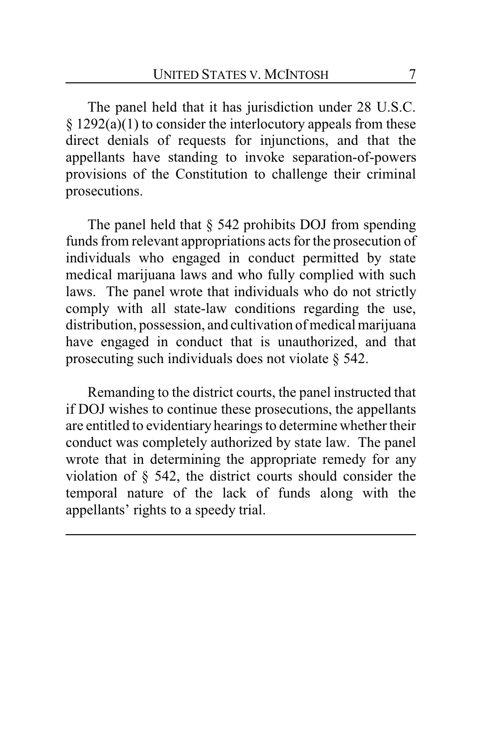The panel held that it has jurisdiction under 28 U.S.C. § 1292(a)(1) to consider the interlocutory appeals from these direct denials of requests for injunctions, and that the appellants have standing to invoke separation-of-powers provisions of the Constitution to challenge their criminal prosecutions.

The panel held that § 542 prohibits DOJ from spending funds from relevant appropriations acts for the prosecution of individuals who engaged in conduct permitted by state medical marijuana laws and who fully complied with such laws. The panel wrote that individuals who do not strictly comply with all state-law conditions regarding the use, distribution, possession, and cultivation of medical marijuana have engaged in conduct that is unauthorized, and that prosecuting such individuals does not violate § 542.

Remanding to the district courts, the panel instructed that if DOJ wishes to continue these prosecutions, the appellants are entitled to evidentiary hearings to determine whether their conduct was completely authorized by state law. The panel wrote that in determining the appropriate remedy for any violation of § 542, the district courts should consider the temporal nature of the lack of funds along with the appellants' rights to a speedy trial.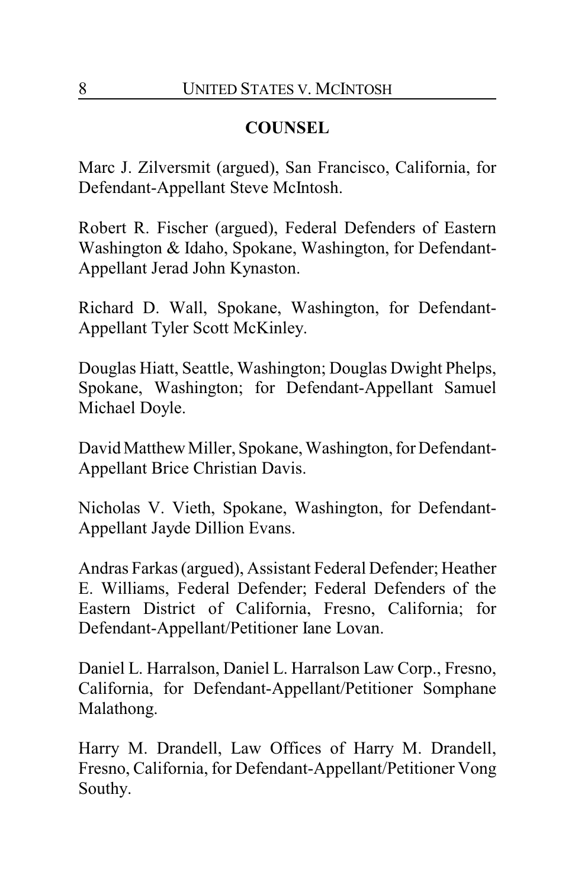## COUNSEL

Marc J. Zilversmit (argued), San Francisco, California, for Defendant-Appellant Steve McIntosh.

Robert R. Fischer (argued), Federal Defenders of Eastern Washington & Idaho, Spokane, Washington, for Defendant-Appellant Jerad John Kynaston.

Richard D. Wall, Spokane, Washington, for Defendant-Appellant Tyler Scott McKinley.

Douglas Hiatt, Seattle, Washington; Douglas Dwight Phelps, Spokane, Washington; for Defendant-Appellant Samuel Michael Doyle.

David Matthew Miller, Spokane, Washington, for Defendant-Appellant Brice Christian Davis.

Nicholas V. Vieth, Spokane, Washington, for Defendant-Appellant Jayde Dillion Evans.

Andras Farkas (argued), Assistant Federal Defender; Heather E. Williams, Federal Defender; Federal Defenders of the Eastern District of California, Fresno, California; for Defendant-Appellant/Petitioner Iane Lovan.

Daniel L. Harralson, Daniel L. Harralson Law Corp., Fresno, California, for Defendant-Appellant/Petitioner Somphane Malathong.

Harry M. Drandell, Law Offices of Harry M. Drandell, Fresno, California, for Defendant-Appellant/Petitioner Vong Southy.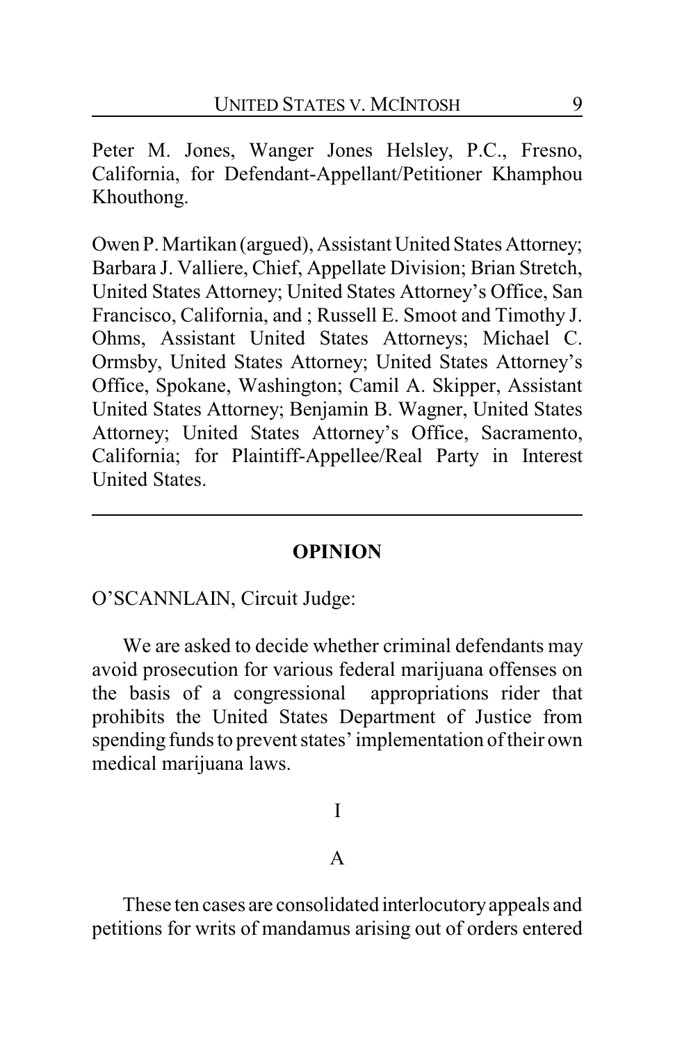Peter M. Jones, Wanger Jones Helsley, P.C., Fresno, California, for Defendant-Appellant/Petitioner Khamphou Khouthong.

Owen P. Martikan (argued), Assistant United States Attorney; Barbara J. Valliere, Chief, Appellate Division; Brian Stretch, United States Attorney; United States Attorney's Office, San Francisco, California, and ; Russell E. Smoot and Timothy J. Ohms, Assistant United States Attorneys; Michael C. Ormsby, United States Attorney; United States Attorney's Office, Spokane, Washington; Camil A. Skipper, Assistant United States Attorney; Benjamin B. Wagner, United States Attorney; United States Attorney's Office, Sacramento, California; for Plaintiff-Appellee/Real Party in Interest United States.

---

## OPINION

O'SCANNLAIN, Circuit Judge:

We are asked to decide whether criminal defendants may avoid prosecution for various federal marijuana offenses on the basis of a congressional appropriations rider that prohibits the United States Department of Justice from spending funds to prevent states' implementation of their own medical marijuana laws.

### I

#### A

These ten cases are consolidated interlocutory appeals and petitions for writs of mandamus arising out of orders entered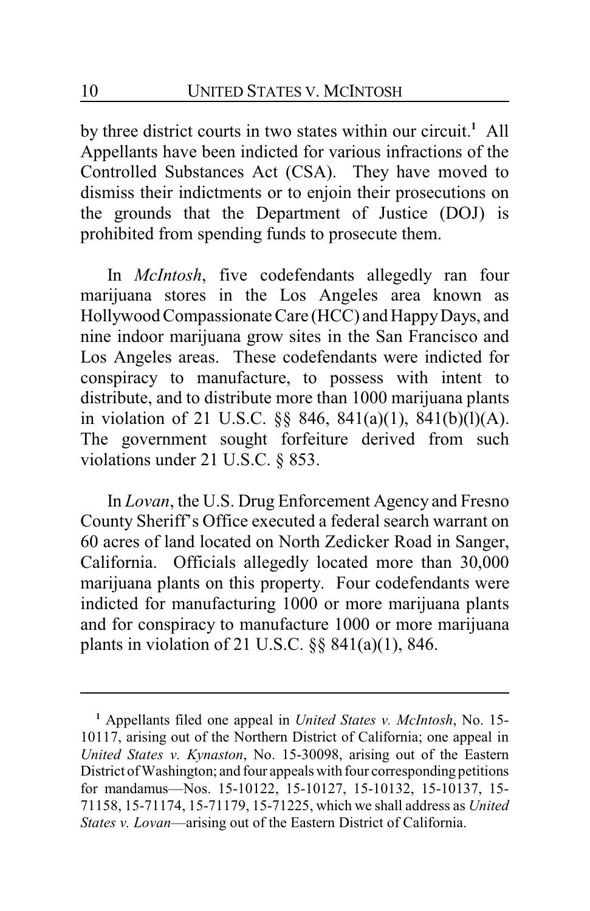by three district courts in two states within our circuit.[1] All Appellants have been indicted for various infractions of the Controlled Substances Act (CSA). They have moved to dismiss their indictments or to enjoin their prosecutions on the grounds that the Department of Justice (DOJ) is prohibited from spending funds to prosecute them.

In *McIntosh*, five codefendants allegedly ran four marijuana stores in the Los Angeles area known as Hollywood Compassionate Care (HCC) and Happy Days, and nine indoor marijuana grow sites in the San Francisco and Los Angeles areas. These codefendants were indicted for conspiracy to manufacture, to possess with intent to distribute, and to distribute more than 1000 marijuana plants in violation of 21 U.S.C. §§ 846, 841(a)(1), 841(b)(l)(A). The government sought forfeiture derived from such violations under 21 U.S.C. § 853.

In *Lovan*, the U.S. Drug Enforcement Agency and Fresno County Sheriff's Office executed a federal search warrant on 60 acres of land located on North Zedicker Road in Sanger, California. Officials allegedly located more than 30,000 marijuana plants on this property. Four codefendants were indicted for manufacturing 1000 or more marijuana plants and for conspiracy to manufacture 1000 or more marijuana plants in violation of 21 U.S.C. §§ 841(a)(1), 846.

---

[1] Appellants filed one appeal in *United States v. McIntosh*, No. 15-10117, arising out of the Northern District of California; one appeal in *United States v. Kynaston*, No. 15-30098, arising out of the Eastern District of Washington; and four appeals with four corresponding petitions for mandamus—Nos. 15-10122, 15-10127, 15-10132, 15-10137, 15-71158, 15-71174, 15-71179, 15-71225, which we shall address as *United States v. Lovan*—arising out of the Eastern District of California.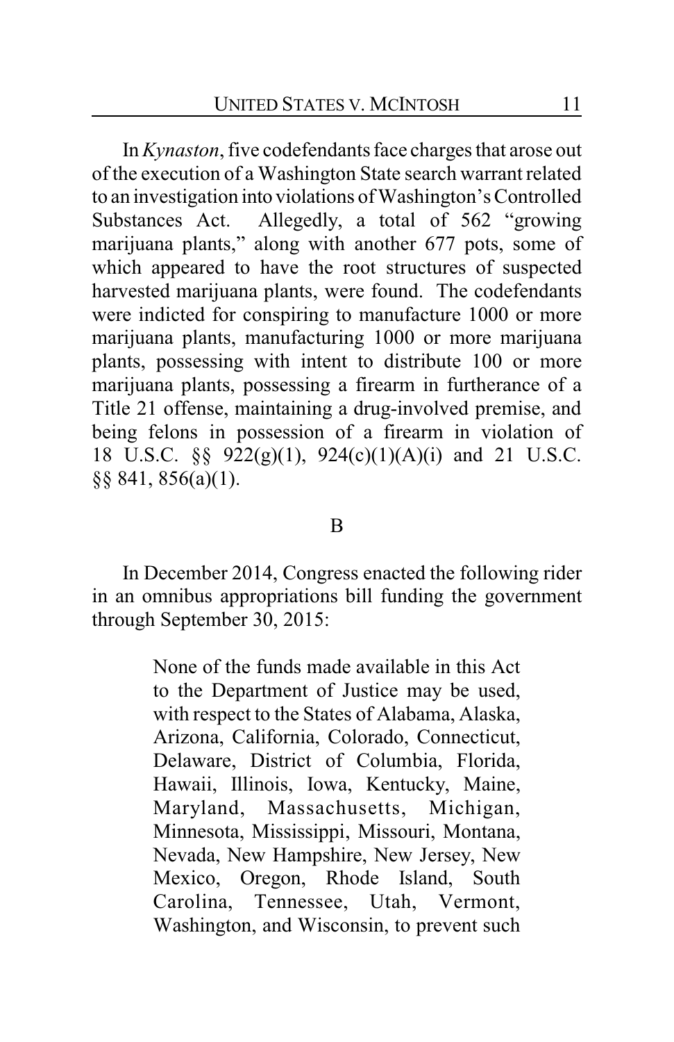In *Kynaston*, five codefendants face charges that arose out of the execution of a Washington State search warrant related to an investigation into violations of Washington's Controlled Substances Act. Allegedly, a total of 562 "growing marijuana plants," along with another 677 pots, some of which appeared to have the root structures of suspected harvested marijuana plants, were found. The codefendants were indicted for conspiring to manufacture 1000 or more marijuana plants, manufacturing 1000 or more marijuana plants, possessing with intent to distribute 100 or more marijuana plants, possessing a firearm in furtherance of a Title 21 offense, maintaining a drug-involved premise, and being felons in possession of a firearm in violation of 18 U.S.C. §§ 922(g)(1), 924(c)(1)(A)(i) and 21 U.S.C. §§ 841, 856(a)(1).

## B

In December 2014, Congress enacted the following rider in an omnibus appropriations bill funding the government through September 30, 2015:

> None of the funds made available in this Act to the Department of Justice may be used, with respect to the States of Alabama, Alaska, Arizona, California, Colorado, Connecticut, Delaware, District of Columbia, Florida, Hawaii, Illinois, Iowa, Kentucky, Maine, Maryland, Massachusetts, Michigan, Minnesota, Mississippi, Missouri, Montana, Nevada, New Hampshire, New Jersey, New Mexico, Oregon, Rhode Island, South Carolina, Tennessee, Utah, Vermont, Washington, and Wisconsin, to prevent such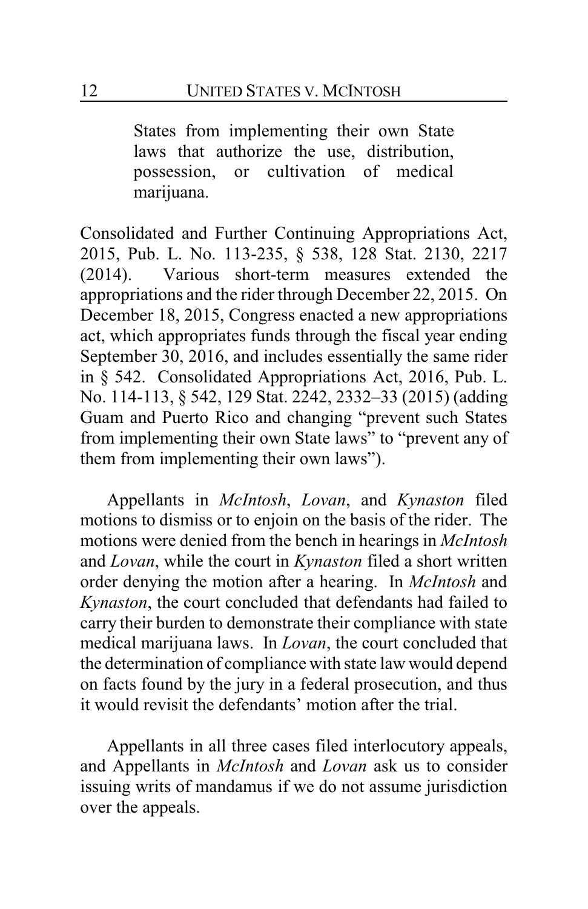> States from implementing their own State laws that authorize the use, distribution, possession, or cultivation of medical marijuana.

Consolidated and Further Continuing Appropriations Act, 2015, Pub. L. No. 113-235, § 538, 128 Stat. 2130, 2217 (2014). Various short-term measures extended the appropriations and the rider through December 22, 2015. On December 18, 2015, Congress enacted a new appropriations act, which appropriates funds through the fiscal year ending September 30, 2016, and includes essentially the same rider in § 542. Consolidated Appropriations Act, 2016, Pub. L. No. 114-113, § 542, 129 Stat. 2242, 2332–33 (2015) (adding Guam and Puerto Rico and changing "prevent such States from implementing their own State laws" to "prevent any of them from implementing their own laws").

Appellants in *McIntosh*, *Lovan*, and *Kynaston* filed motions to dismiss or to enjoin on the basis of the rider. The motions were denied from the bench in hearings in *McIntosh* and *Lovan*, while the court in *Kynaston* filed a short written order denying the motion after a hearing. In *McIntosh* and *Kynaston*, the court concluded that defendants had failed to carry their burden to demonstrate their compliance with state medical marijuana laws. In *Lovan*, the court concluded that the determination of compliance with state law would depend on facts found by the jury in a federal prosecution, and thus it would revisit the defendants' motion after the trial.

Appellants in all three cases filed interlocutory appeals, and Appellants in *McIntosh* and *Lovan* ask us to consider issuing writs of mandamus if we do not assume jurisdiction over the appeals.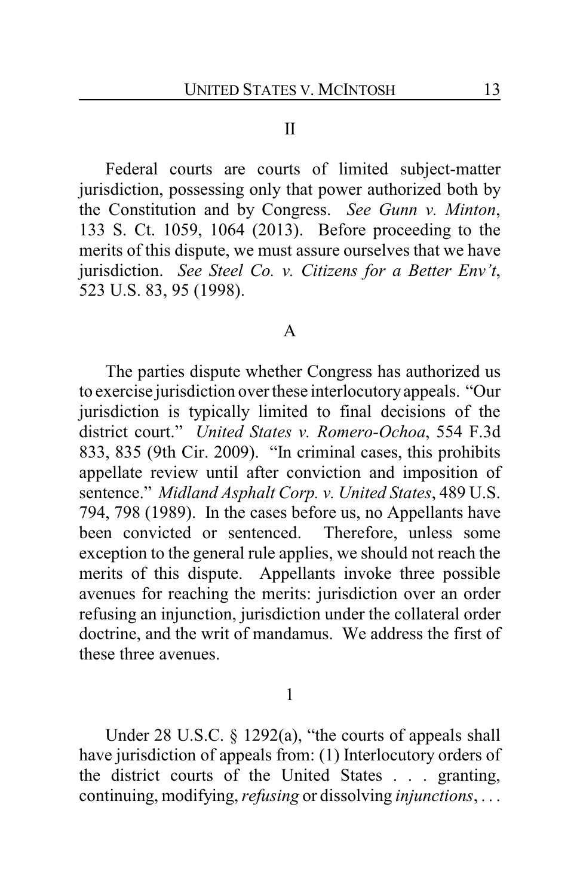## II

Federal courts are courts of limited subject-matter jurisdiction, possessing only that power authorized both by the Constitution and by Congress. *See Gunn v. Minton*, 133 S. Ct. 1059, 1064 (2013). Before proceeding to the merits of this dispute, we must assure ourselves that we have jurisdiction. *See Steel Co. v. Citizens for a Better Env't*, 523 U.S. 83, 95 (1998).

### A

The parties dispute whether Congress has authorized us to exercise jurisdiction over these interlocutory appeals. "Our jurisdiction is typically limited to final decisions of the district court." *United States v. Romero-Ochoa*, 554 F.3d 833, 835 (9th Cir. 2009). "In criminal cases, this prohibits appellate review until after conviction and imposition of sentence." *Midland Asphalt Corp. v. United States*, 489 U.S. 794, 798 (1989). In the cases before us, no Appellants have been convicted or sentenced. Therefore, unless some exception to the general rule applies, we should not reach the merits of this dispute. Appellants invoke three possible avenues for reaching the merits: jurisdiction over an order refusing an injunction, jurisdiction under the collateral order doctrine, and the writ of mandamus. We address the first of these three avenues.

#### 1

Under 28 U.S.C. § 1292(a), "the courts of appeals shall have jurisdiction of appeals from: (1) Interlocutory orders of the district courts of the United States . . . granting, continuing, modifying, *refusing* or dissolving *injunctions*, . . .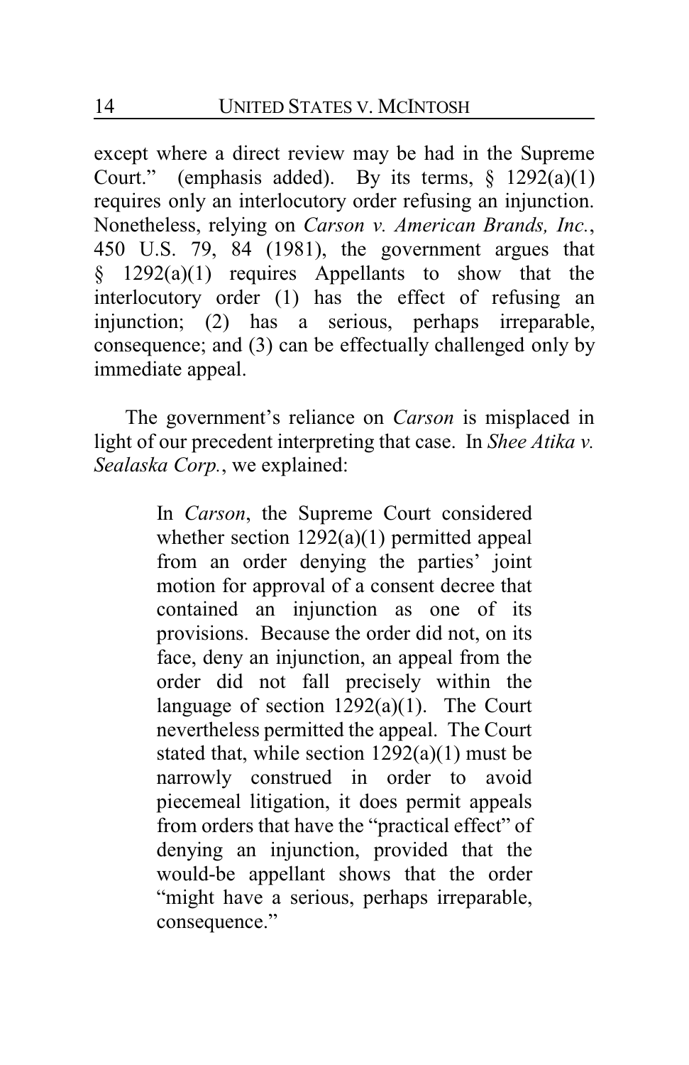except where a direct review may be had in the Supreme Court." (emphasis added). By its terms, § 1292(a)(1) requires only an interlocutory order refusing an injunction. Nonetheless, relying on *Carson v. American Brands, Inc.*, 450 U.S. 79, 84 (1981), the government argues that § 1292(a)(1) requires Appellants to show that the interlocutory order (1) has the effect of refusing an injunction; (2) has a serious, perhaps irreparable, consequence; and (3) can be effectually challenged only by immediate appeal.

The government's reliance on *Carson* is misplaced in light of our precedent interpreting that case. In *Shee Atika v. Sealaska Corp.*, we explained:

> In *Carson*, the Supreme Court considered whether section 1292(a)(1) permitted appeal from an order denying the parties' joint motion for approval of a consent decree that contained an injunction as one of its provisions. Because the order did not, on its face, deny an injunction, an appeal from the order did not fall precisely within the language of section 1292(a)(1). The Court nevertheless permitted the appeal. The Court stated that, while section 1292(a)(1) must be narrowly construed in order to avoid piecemeal litigation, it does permit appeals from orders that have the "practical effect" of denying an injunction, provided that the would-be appellant shows that the order "might have a serious, perhaps irreparable, consequence."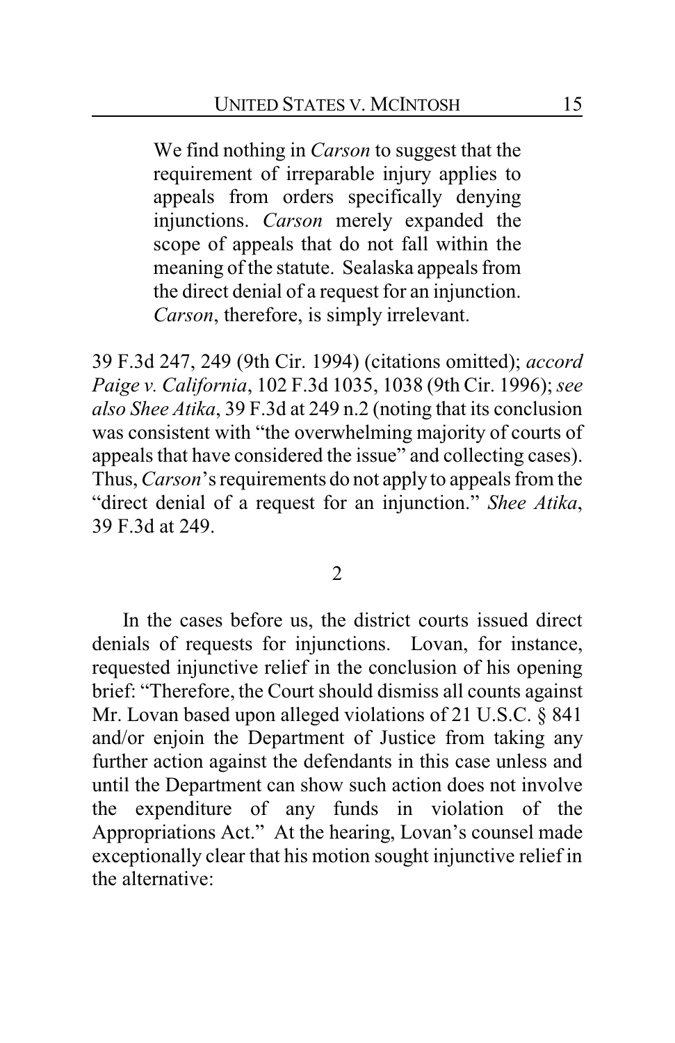> We find nothing in *Carson* to suggest that the requirement of irreparable injury applies to appeals from orders specifically denying injunctions. *Carson* merely expanded the scope of appeals that do not fall within the meaning of the statute. Sealaska appeals from the direct denial of a request for an injunction. *Carson*, therefore, is simply irrelevant.

39 F.3d 247, 249 (9th Cir. 1994) (citations omitted); *accord Paige v. California*, 102 F.3d 1035, 1038 (9th Cir. 1996); *see also Shee Atika*, 39 F.3d at 249 n.2 (noting that its conclusion was consistent with "the overwhelming majority of courts of appeals that have considered the issue" and collecting cases). Thus, *Carson*'s requirements do not apply to appeals from the "direct denial of a request for an injunction." *Shee Atika*, 39 F.3d at 249.

2

In the cases before us, the district courts issued direct denials of requests for injunctions. Lovan, for instance, requested injunctive relief in the conclusion of his opening brief: "Therefore, the Court should dismiss all counts against Mr. Lovan based upon alleged violations of 21 U.S.C. § 841 and/or enjoin the Department of Justice from taking any further action against the defendants in this case unless and until the Department can show such action does not involve the expenditure of any funds in violation of the Appropriations Act." At the hearing, Lovan's counsel made exceptionally clear that his motion sought injunctive relief in the alternative: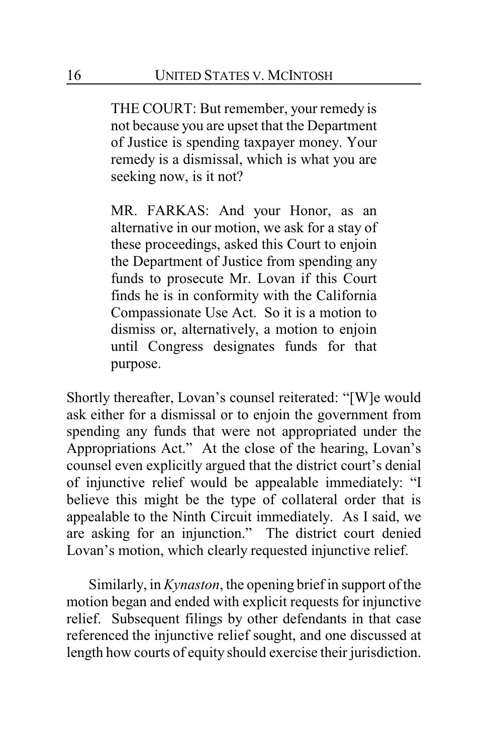> THE COURT: But remember, your remedy is not because you are upset that the Department of Justice is spending taxpayer money. Your remedy is a dismissal, which is what you are seeking now, is it not?
>
> MR. FARKAS: And your Honor, as an alternative in our motion, we ask for a stay of these proceedings, asked this Court to enjoin the Department of Justice from spending any funds to prosecute Mr. Lovan if this Court finds he is in conformity with the California Compassionate Use Act. So it is a motion to dismiss or, alternatively, a motion to enjoin until Congress designates funds for that purpose.

Shortly thereafter, Lovan's counsel reiterated: "[W]e would ask either for a dismissal or to enjoin the government from spending any funds that were not appropriated under the Appropriations Act." At the close of the hearing, Lovan's counsel even explicitly argued that the district court's denial of injunctive relief would be appealable immediately: "I believe this might be the type of collateral order that is appealable to the Ninth Circuit immediately. As I said, we are asking for an injunction." The district court denied Lovan's motion, which clearly requested injunctive relief.

Similarly, in *Kynaston*, the opening brief in support of the motion began and ended with explicit requests for injunctive relief. Subsequent filings by other defendants in that case referenced the injunctive relief sought, and one discussed at length how courts of equity should exercise their jurisdiction.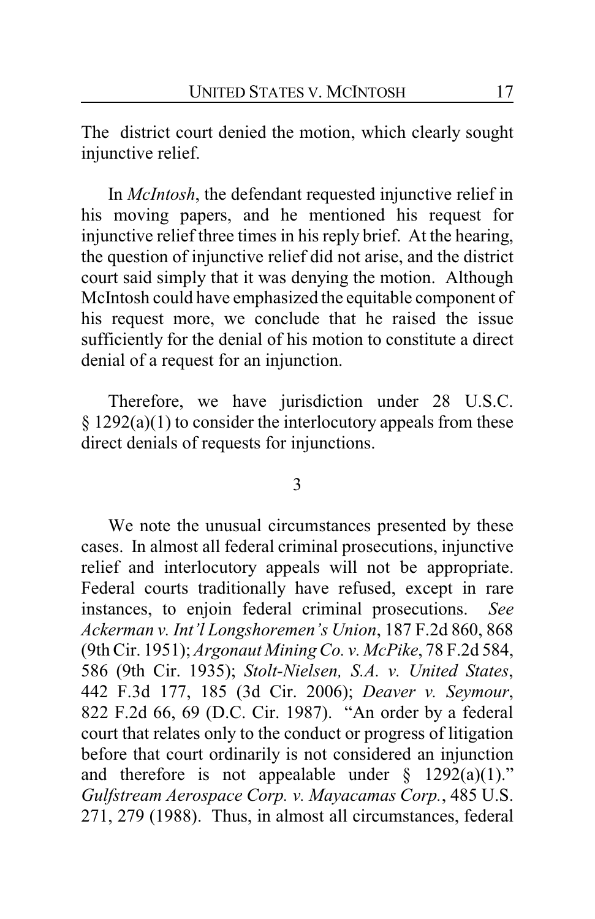The district court denied the motion, which clearly sought injunctive relief.

In *McIntosh*, the defendant requested injunctive relief in his moving papers, and he mentioned his request for injunctive relief three times in his reply brief. At the hearing, the question of injunctive relief did not arise, and the district court said simply that it was denying the motion. Although McIntosh could have emphasized the equitable component of his request more, we conclude that he raised the issue sufficiently for the denial of his motion to constitute a direct denial of a request for an injunction.

Therefore, we have jurisdiction under 28 U.S.C. § 1292(a)(1) to consider the interlocutory appeals from these direct denials of requests for injunctions.

3

We note the unusual circumstances presented by these cases. In almost all federal criminal prosecutions, injunctive relief and interlocutory appeals will not be appropriate. Federal courts traditionally have refused, except in rare instances, to enjoin federal criminal prosecutions. *See Ackerman v. Int'l Longshoremen's Union*, 187 F.2d 860, 868 (9th Cir. 1951); *Argonaut Mining Co. v. McPike*, 78 F.2d 584, 586 (9th Cir. 1935); *Stolt-Nielsen, S.A. v. United States*, 442 F.3d 177, 185 (3d Cir. 2006); *Deaver v. Seymour*, 822 F.2d 66, 69 (D.C. Cir. 1987). "An order by a federal court that relates only to the conduct or progress of litigation before that court ordinarily is not considered an injunction and therefore is not appealable under § 1292(a)(1)." *Gulfstream Aerospace Corp. v. Mayacamas Corp.*, 485 U.S. 271, 279 (1988). Thus, in almost all circumstances, federal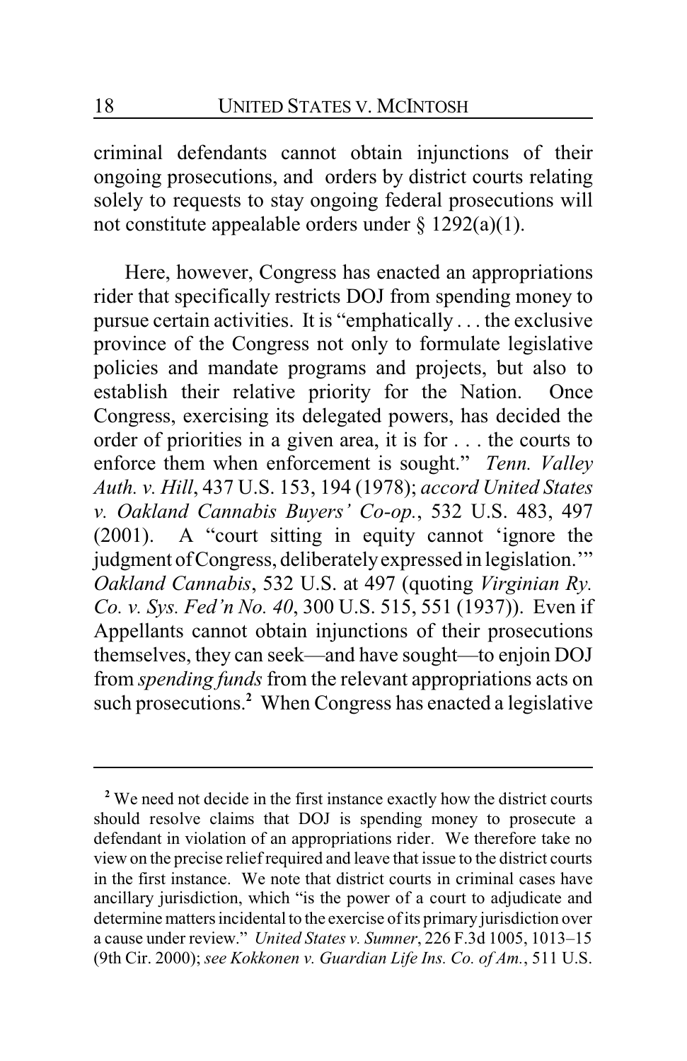criminal defendants cannot obtain injunctions of their ongoing prosecutions, and orders by district courts relating solely to requests to stay ongoing federal prosecutions will not constitute appealable orders under § 1292(a)(1).

Here, however, Congress has enacted an appropriations rider that specifically restricts DOJ from spending money to pursue certain activities. It is "emphatically . . . the exclusive province of the Congress not only to formulate legislative policies and mandate programs and projects, but also to establish their relative priority for the Nation. Once Congress, exercising its delegated powers, has decided the order of priorities in a given area, it is for . . . the courts to enforce them when enforcement is sought." *Tenn. Valley Auth. v. Hill*, 437 U.S. 153, 194 (1978); *accord United States v. Oakland Cannabis Buyers' Co-op.*, 532 U.S. 483, 497 (2001). A "court sitting in equity cannot 'ignore the judgment of Congress, deliberately expressed in legislation.'" *Oakland Cannabis*, 532 U.S. at 497 (quoting *Virginian Ry. Co. v. Sys. Fed'n No. 40*, 300 U.S. 515, 551 (1937)). Even if Appellants cannot obtain injunctions of their prosecutions themselves, they can seek—and have sought—to enjoin DOJ from *spending funds* from the relevant appropriations acts on such prosecutions.[2] When Congress has enacted a legislative

---

[2] We need not decide in the first instance exactly how the district courts should resolve claims that DOJ is spending money to prosecute a defendant in violation of an appropriations rider. We therefore take no view on the precise relief required and leave that issue to the district courts in the first instance. We note that district courts in criminal cases have ancillary jurisdiction, which "is the power of a court to adjudicate and determine matters incidental to the exercise of its primary jurisdiction over a cause under review." *United States v. Sumner*, 226 F.3d 1005, 1013–15 (9th Cir. 2000); *see Kokkonen v. Guardian Life Ins. Co. of Am.*, 511 U.S.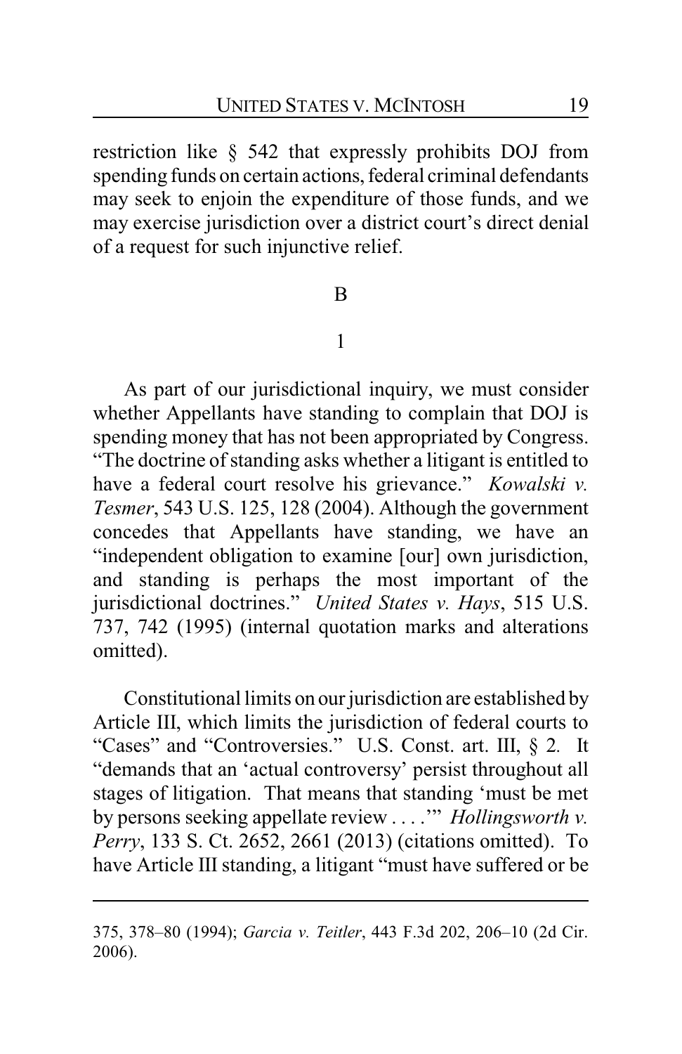restriction like § 542 that expressly prohibits DOJ from spending funds on certain actions, federal criminal defendants may seek to enjoin the expenditure of those funds, and we may exercise jurisdiction over a district court's direct denial of a request for such injunctive relief.

B

1

As part of our jurisdictional inquiry, we must consider whether Appellants have standing to complain that DOJ is spending money that has not been appropriated by Congress. "The doctrine of standing asks whether a litigant is entitled to have a federal court resolve his grievance." *Kowalski v. Tesmer*, 543 U.S. 125, 128 (2004). Although the government concedes that Appellants have standing, we have an "independent obligation to examine [our] own jurisdiction, and standing is perhaps the most important of the jurisdictional doctrines." *United States v. Hays*, 515 U.S. 737, 742 (1995) (internal quotation marks and alterations omitted).

Constitutional limits on our jurisdiction are established by Article III, which limits the jurisdiction of federal courts to "Cases" and "Controversies." U.S. Const. art. III, § 2. It "demands that an 'actual controversy' persist throughout all stages of litigation. That means that standing 'must be met by persons seeking appellate review . . . .'" *Hollingsworth v. Perry*, 133 S. Ct. 2652, 2661 (2013) (citations omitted). To have Article III standing, a litigant "must have suffered or be

---

375, 378–80 (1994); *Garcia v. Teitler*, 443 F.3d 202, 206–10 (2d Cir. 2006).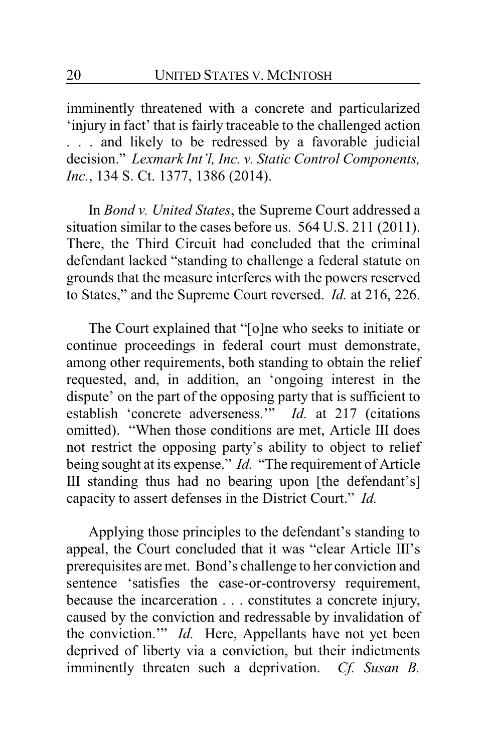imminently threatened with a concrete and particularized 'injury in fact' that is fairly traceable to the challenged action . . . and likely to be redressed by a favorable judicial decision." *Lexmark Int'l, Inc. v. Static Control Components, Inc.*, 134 S. Ct. 1377, 1386 (2014).

In *Bond v. United States*, the Supreme Court addressed a situation similar to the cases before us. 564 U.S. 211 (2011). There, the Third Circuit had concluded that the criminal defendant lacked "standing to challenge a federal statute on grounds that the measure interferes with the powers reserved to States," and the Supreme Court reversed. *Id.* at 216, 226.

The Court explained that "[o]ne who seeks to initiate or continue proceedings in federal court must demonstrate, among other requirements, both standing to obtain the relief requested, and, in addition, an 'ongoing interest in the dispute' on the part of the opposing party that is sufficient to establish 'concrete adverseness.'" *Id.* at 217 (citations omitted). "When those conditions are met, Article III does not restrict the opposing party's ability to object to relief being sought at its expense." *Id.* "The requirement of Article III standing thus had no bearing upon [the defendant's] capacity to assert defenses in the District Court." *Id.*

Applying those principles to the defendant's standing to appeal, the Court concluded that it was "clear Article III's prerequisites are met. Bond's challenge to her conviction and sentence 'satisfies the case-or-controversy requirement, because the incarceration . . . constitutes a concrete injury, caused by the conviction and redressable by invalidation of the conviction.'" *Id.* Here, Appellants have not yet been deprived of liberty via a conviction, but their indictments imminently threaten such a deprivation. *Cf. Susan B.*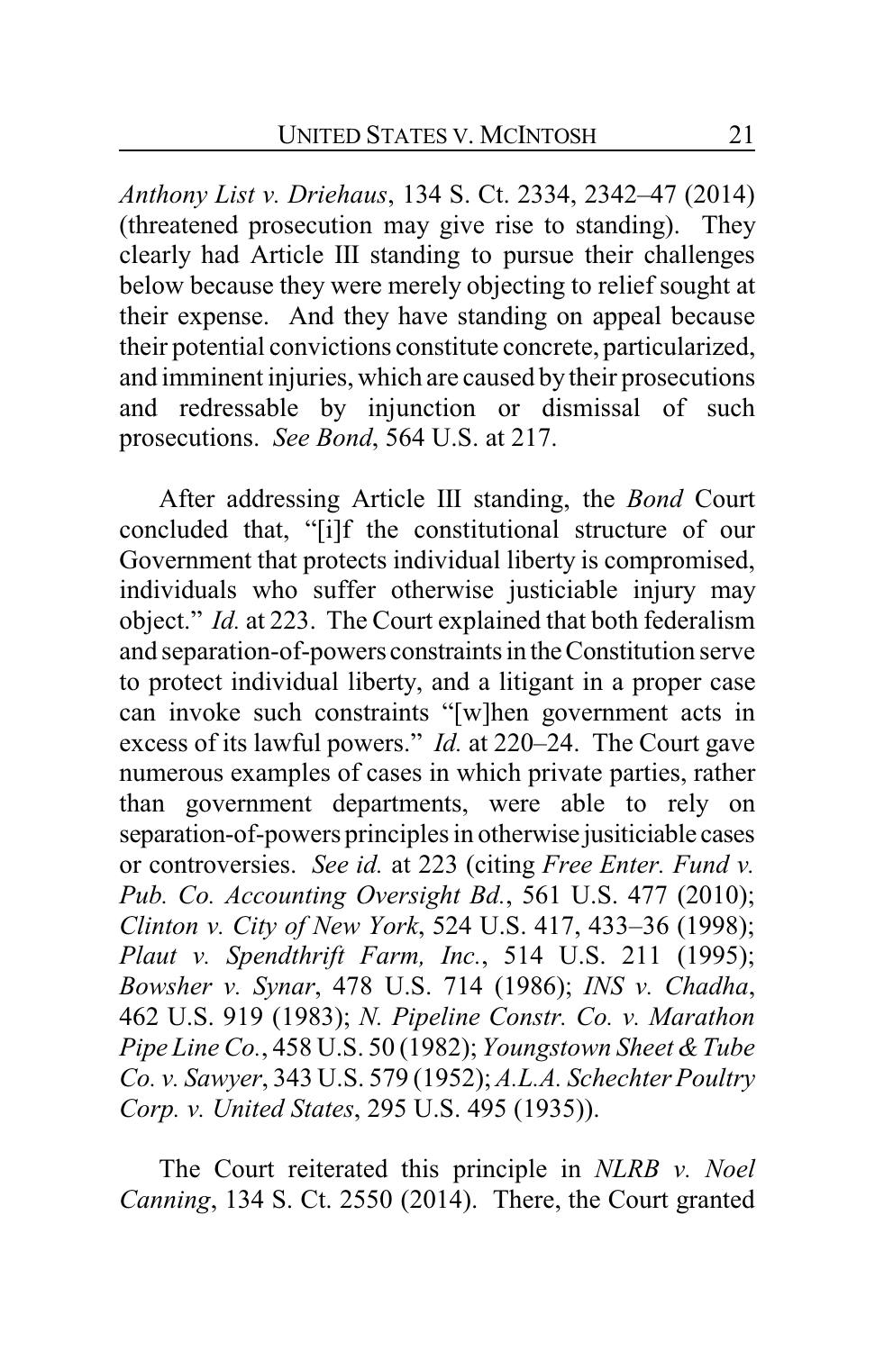*Anthony List v. Driehaus*, 134 S. Ct. 2334, 2342–47 (2014) (threatened prosecution may give rise to standing). They clearly had Article III standing to pursue their challenges below because they were merely objecting to relief sought at their expense. And they have standing on appeal because their potential convictions constitute concrete, particularized, and imminent injuries, which are caused by their prosecutions and redressable by injunction or dismissal of such prosecutions. *See Bond*, 564 U.S. at 217.

After addressing Article III standing, the *Bond* Court concluded that, "[i]f the constitutional structure of our Government that protects individual liberty is compromised, individuals who suffer otherwise justiciable injury may object." *Id.* at 223. The Court explained that both federalism and separation-of-powers constraints in the Constitution serve to protect individual liberty, and a litigant in a proper case can invoke such constraints "[w]hen government acts in excess of its lawful powers." *Id.* at 220–24. The Court gave numerous examples of cases in which private parties, rather than government departments, were able to rely on separation-of-powers principles in otherwise jusiticiable cases or controversies. *See id.* at 223 (citing *Free Enter. Fund v. Pub. Co. Accounting Oversight Bd.*, 561 U.S. 477 (2010); *Clinton v. City of New York*, 524 U.S. 417, 433–36 (1998); *Plaut v. Spendthrift Farm, Inc.*, 514 U.S. 211 (1995); *Bowsher v. Synar*, 478 U.S. 714 (1986); *INS v. Chadha*, 462 U.S. 919 (1983); *N. Pipeline Constr. Co. v. Marathon Pipe Line Co.*, 458 U.S. 50 (1982); *Youngstown Sheet & Tube Co. v. Sawyer*, 343 U.S. 579 (1952); *A.L.A. Schechter Poultry Corp. v. United States*, 295 U.S. 495 (1935)).

The Court reiterated this principle in *NLRB v. Noel Canning*, 134 S. Ct. 2550 (2014). There, the Court granted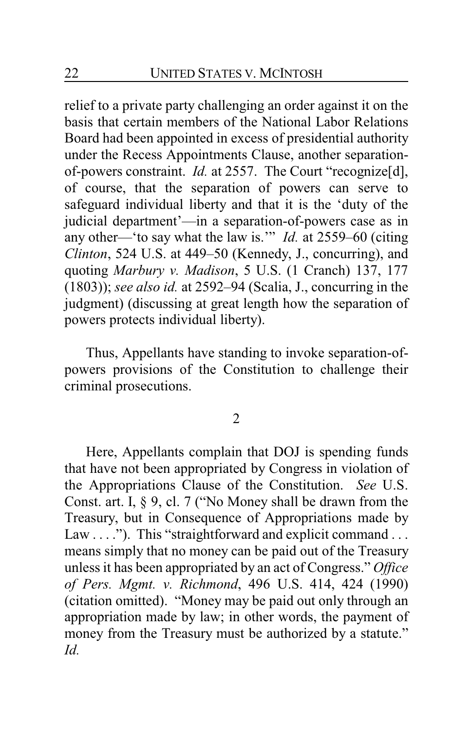relief to a private party challenging an order against it on the basis that certain members of the National Labor Relations Board had been appointed in excess of presidential authority under the Recess Appointments Clause, another separation-of-powers constraint. *Id.* at 2557. The Court "recognize[d], of course, that the separation of powers can serve to safeguard individual liberty and that it is the 'duty of the judicial department'—in a separation-of-powers case as in any other—'to say what the law is.'" *Id.* at 2559–60 (citing *Clinton*, 524 U.S. at 449–50 (Kennedy, J., concurring), and quoting *Marbury v. Madison*, 5 U.S. (1 Cranch) 137, 177 (1803)); *see also id.* at 2592–94 (Scalia, J., concurring in the judgment) (discussing at great length how the separation of powers protects individual liberty).

Thus, Appellants have standing to invoke separation-of-powers provisions of the Constitution to challenge their criminal prosecutions.

2

Here, Appellants complain that DOJ is spending funds that have not been appropriated by Congress in violation of the Appropriations Clause of the Constitution. *See* U.S. Const. art. I, § 9, cl. 7 ("No Money shall be drawn from the Treasury, but in Consequence of Appropriations made by Law . . . ."). This "straightforward and explicit command . . . means simply that no money can be paid out of the Treasury unless it has been appropriated by an act of Congress." *Office of Pers. Mgmt. v. Richmond*, 496 U.S. 414, 424 (1990) (citation omitted). "Money may be paid out only through an appropriation made by law; in other words, the payment of money from the Treasury must be authorized by a statute." *Id.*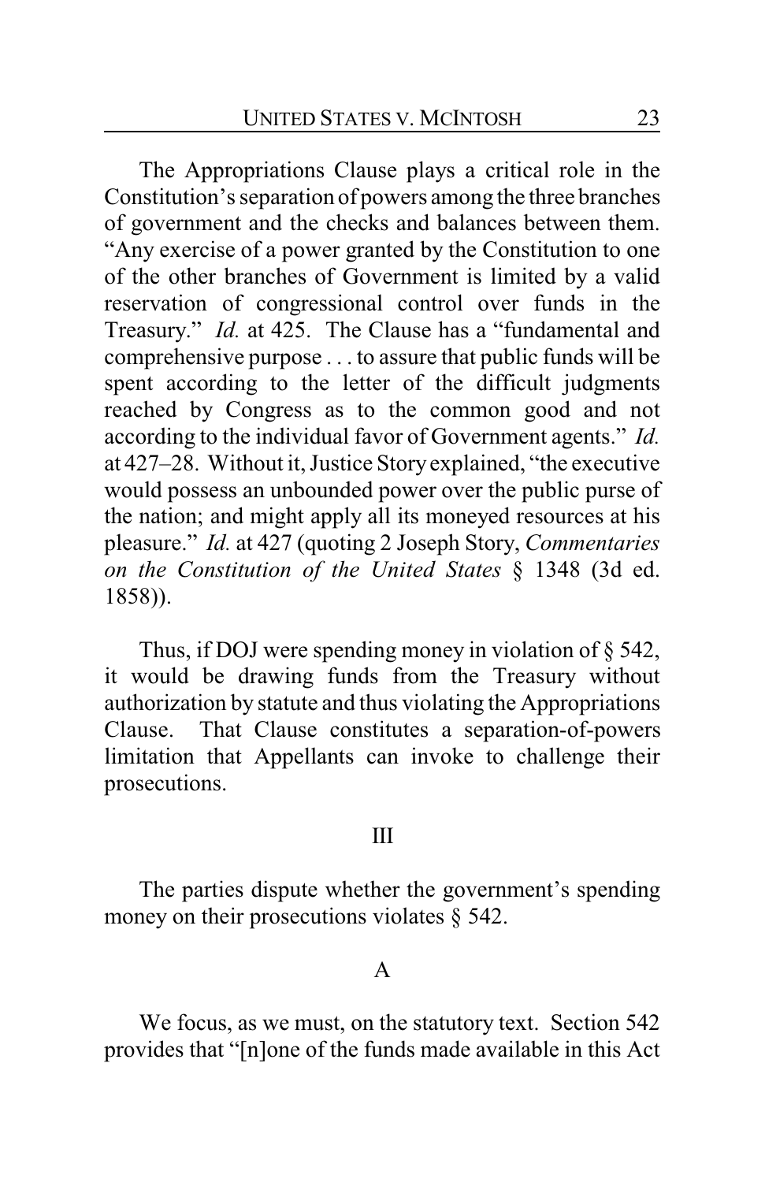The Appropriations Clause plays a critical role in the Constitution's separation of powers among the three branches of government and the checks and balances between them. "Any exercise of a power granted by the Constitution to one of the other branches of Government is limited by a valid reservation of congressional control over funds in the Treasury." *Id.* at 425. The Clause has a "fundamental and comprehensive purpose . . . to assure that public funds will be spent according to the letter of the difficult judgments reached by Congress as to the common good and not according to the individual favor of Government agents." *Id.* at 427–28. Without it, Justice Story explained, "the executive would possess an unbounded power over the public purse of the nation; and might apply all its moneyed resources at his pleasure." *Id.* at 427 (quoting 2 Joseph Story, *Commentaries on the Constitution of the United States* § 1348 (3d ed. 1858)).

Thus, if DOJ were spending money in violation of § 542, it would be drawing funds from the Treasury without authorization by statute and thus violating the Appropriations Clause. That Clause constitutes a separation-of-powers limitation that Appellants can invoke to challenge their prosecutions.

## III

The parties dispute whether the government's spending money on their prosecutions violates § 542.

### A

We focus, as we must, on the statutory text. Section 542 provides that "[n]one of the funds made available in this Act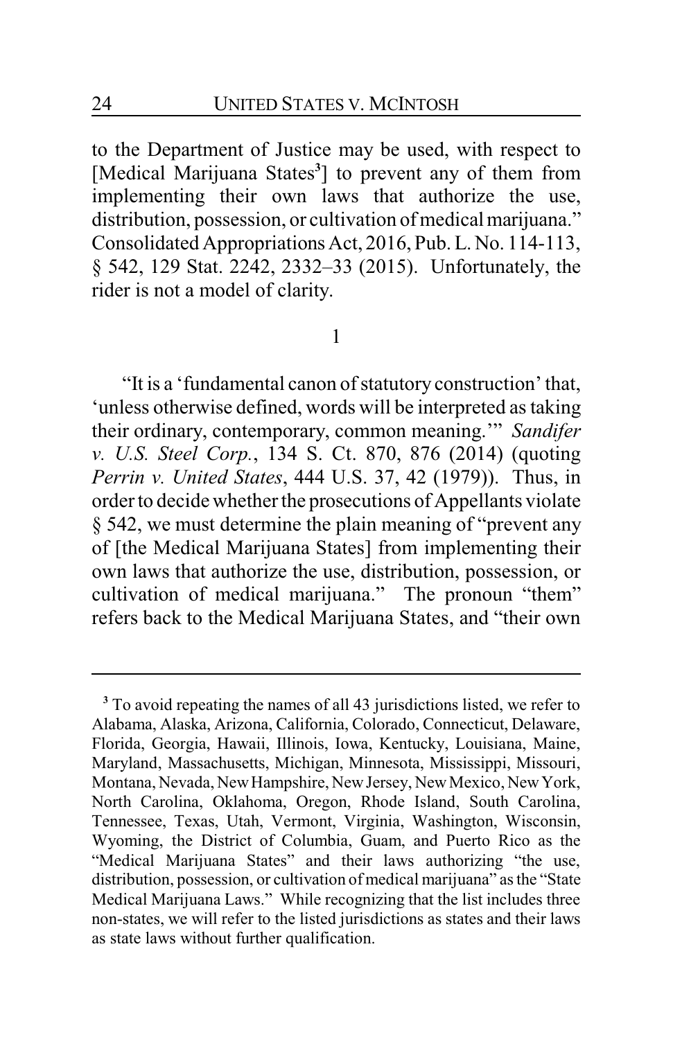to the Department of Justice may be used, with respect to [Medical Marijuana States[3]] to prevent any of them from implementing their own laws that authorize the use, distribution, possession, or cultivation of medical marijuana." Consolidated Appropriations Act, 2016, Pub. L. No. 114-113, § 542, 129 Stat. 2242, 2332–33 (2015). Unfortunately, the rider is not a model of clarity.

1

"It is a 'fundamental canon of statutory construction' that, 'unless otherwise defined, words will be interpreted as taking their ordinary, contemporary, common meaning.'" *Sandifer v. U.S. Steel Corp.*, 134 S. Ct. 870, 876 (2014) (quoting *Perrin v. United States*, 444 U.S. 37, 42 (1979)). Thus, in order to decide whether the prosecutions of Appellants violate § 542, we must determine the plain meaning of "prevent any of [the Medical Marijuana States] from implementing their own laws that authorize the use, distribution, possession, or cultivation of medical marijuana." The pronoun "them" refers back to the Medical Marijuana States, and "their own

---

[3] To avoid repeating the names of all 43 jurisdictions listed, we refer to Alabama, Alaska, Arizona, California, Colorado, Connecticut, Delaware, Florida, Georgia, Hawaii, Illinois, Iowa, Kentucky, Louisiana, Maine, Maryland, Massachusetts, Michigan, Minnesota, Mississippi, Missouri, Montana, Nevada, New Hampshire, New Jersey, New Mexico, New York, North Carolina, Oklahoma, Oregon, Rhode Island, South Carolina, Tennessee, Texas, Utah, Vermont, Virginia, Washington, Wisconsin, Wyoming, the District of Columbia, Guam, and Puerto Rico as the "Medical Marijuana States" and their laws authorizing "the use, distribution, possession, or cultivation of medical marijuana" as the "State Medical Marijuana Laws." While recognizing that the list includes three non-states, we will refer to the listed jurisdictions as states and their laws as state laws without further qualification.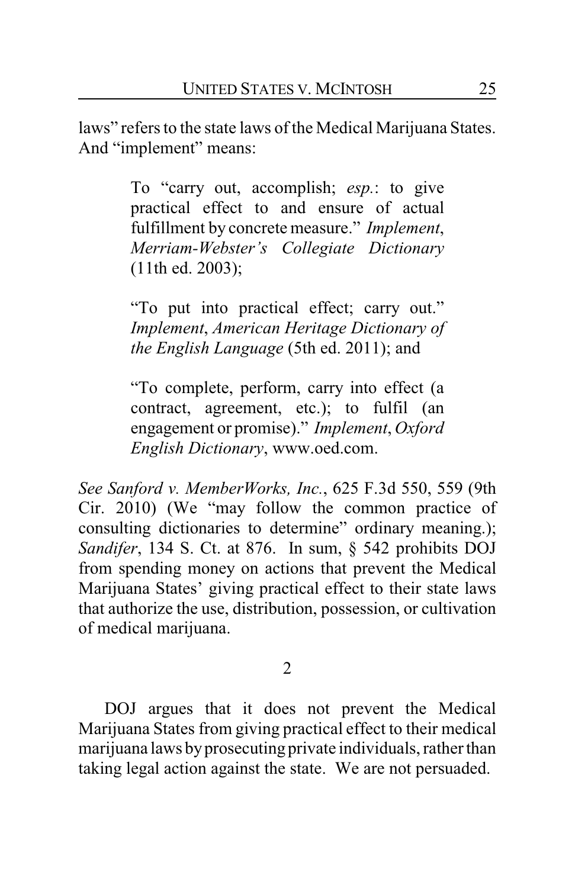laws" refers to the state laws of the Medical Marijuana States. And "implement" means:

> To "carry out, accomplish; *esp.*: to give practical effect to and ensure of actual fulfillment by concrete measure." *Implement*, *Merriam-Webster's Collegiate Dictionary* (11th ed. 2003);
>
> "To put into practical effect; carry out." *Implement*, *American Heritage Dictionary of the English Language* (5th ed. 2011); and
>
> "To complete, perform, carry into effect (a contract, agreement, etc.); to fulfil (an engagement or promise)." *Implement*, *Oxford English Dictionary*, www.oed.com.

*See Sanford v. MemberWorks, Inc.*, 625 F.3d 550, 559 (9th Cir. 2010) (We "may follow the common practice of consulting dictionaries to determine" ordinary meaning.); *Sandifer*, 134 S. Ct. at 876. In sum, § 542 prohibits DOJ from spending money on actions that prevent the Medical Marijuana States' giving practical effect to their state laws that authorize the use, distribution, possession, or cultivation of medical marijuana.

2

DOJ argues that it does not prevent the Medical Marijuana States from giving practical effect to their medical marijuana laws by prosecuting private individuals, rather than taking legal action against the state. We are not persuaded.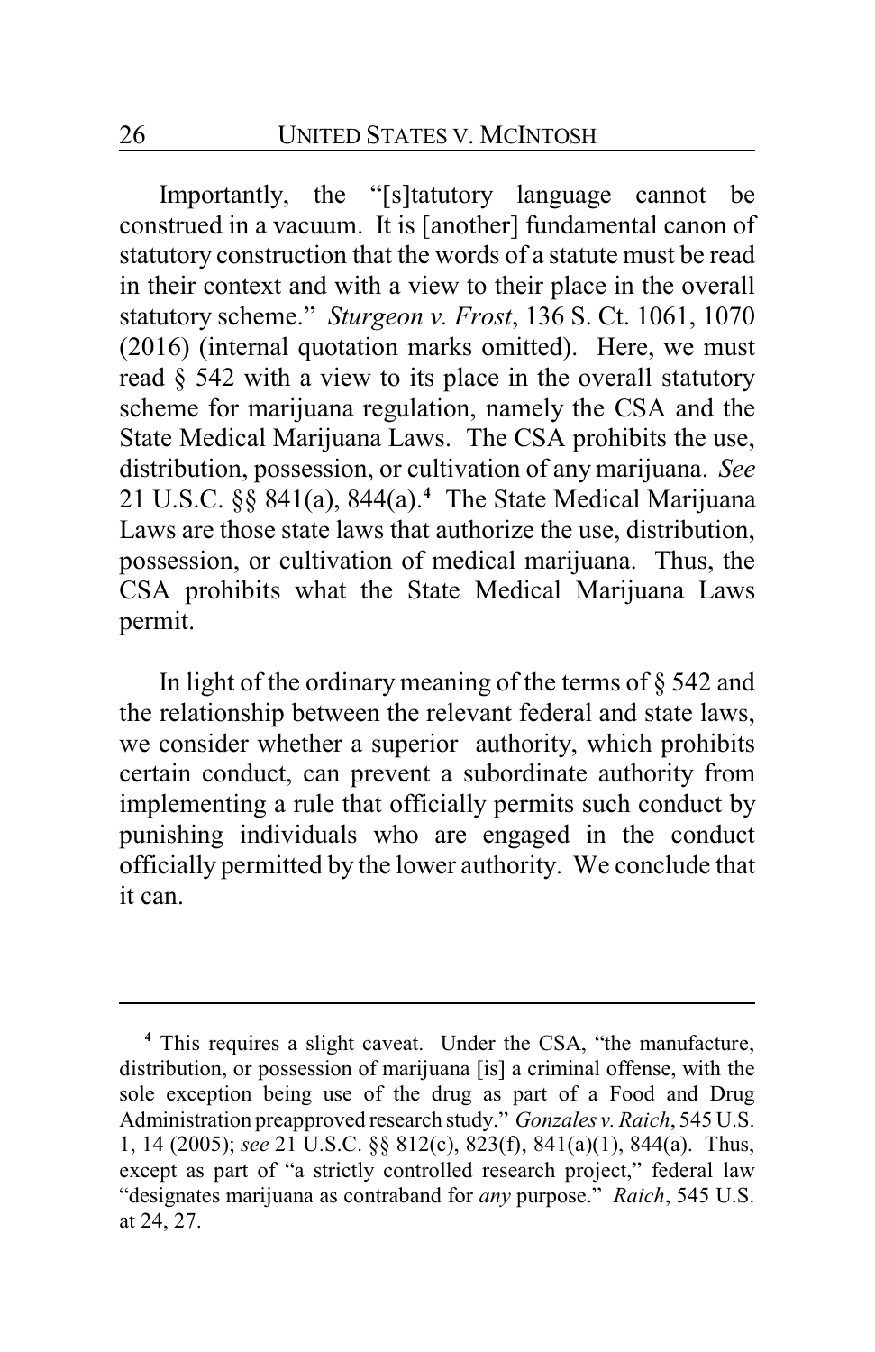Importantly, the "[s]tatutory language cannot be construed in a vacuum. It is [another] fundamental canon of statutory construction that the words of a statute must be read in their context and with a view to their place in the overall statutory scheme." *Sturgeon v. Frost*, 136 S. Ct. 1061, 1070 (2016) (internal quotation marks omitted). Here, we must read § 542 with a view to its place in the overall statutory scheme for marijuana regulation, namely the CSA and the State Medical Marijuana Laws. The CSA prohibits the use, distribution, possession, or cultivation of any marijuana. *See* 21 U.S.C. §§ 841(a), 844(a).[4] The State Medical Marijuana Laws are those state laws that authorize the use, distribution, possession, or cultivation of medical marijuana. Thus, the CSA prohibits what the State Medical Marijuana Laws permit.

In light of the ordinary meaning of the terms of § 542 and the relationship between the relevant federal and state laws, we consider whether a superior authority, which prohibits certain conduct, can prevent a subordinate authority from implementing a rule that officially permits such conduct by punishing individuals who are engaged in the conduct officially permitted by the lower authority. We conclude that it can.

---

[4] This requires a slight caveat. Under the CSA, "the manufacture, distribution, or possession of marijuana [is] a criminal offense, with the sole exception being use of the drug as part of a Food and Drug Administration preapproved research study." *Gonzales v. Raich*, 545 U.S. 1, 14 (2005); *see* 21 U.S.C. §§ 812(c), 823(f), 841(a)(1), 844(a). Thus, except as part of "a strictly controlled research project," federal law "designates marijuana as contraband for *any* purpose." *Raich*, 545 U.S. at 24, 27.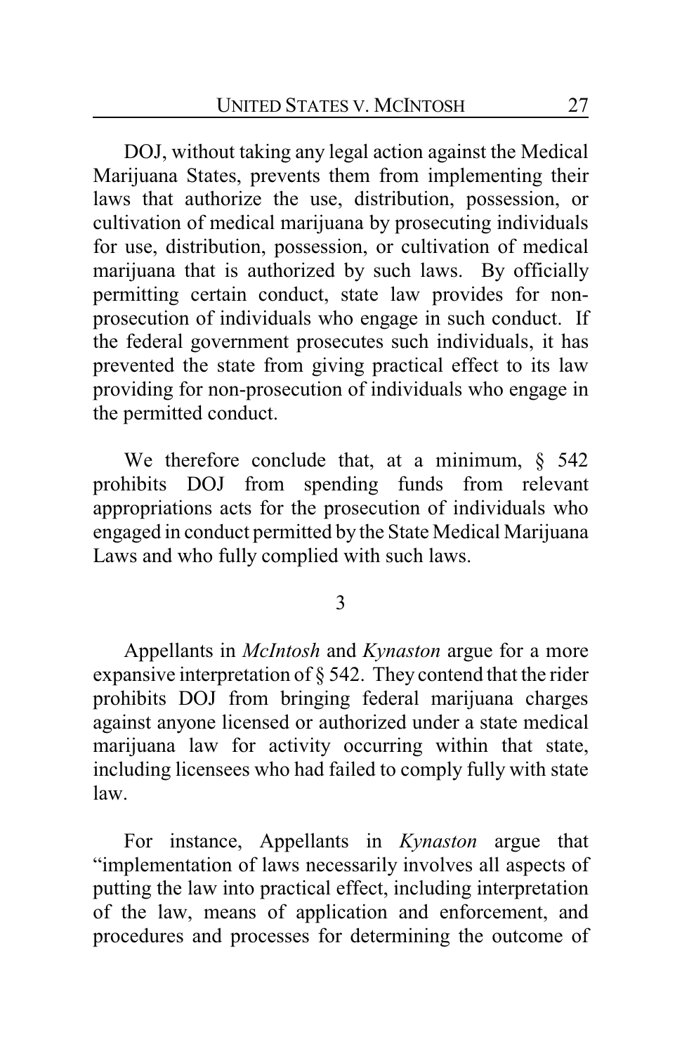DOJ, without taking any legal action against the Medical Marijuana States, prevents them from implementing their laws that authorize the use, distribution, possession, or cultivation of medical marijuana by prosecuting individuals for use, distribution, possession, or cultivation of medical marijuana that is authorized by such laws. By officially permitting certain conduct, state law provides for non-prosecution of individuals who engage in such conduct. If the federal government prosecutes such individuals, it has prevented the state from giving practical effect to its law providing for non-prosecution of individuals who engage in the permitted conduct.

We therefore conclude that, at a minimum, § 542 prohibits DOJ from spending funds from relevant appropriations acts for the prosecution of individuals who engaged in conduct permitted by the State Medical Marijuana Laws and who fully complied with such laws.

3

Appellants in *McIntosh* and *Kynaston* argue for a more expansive interpretation of § 542. They contend that the rider prohibits DOJ from bringing federal marijuana charges against anyone licensed or authorized under a state medical marijuana law for activity occurring within that state, including licensees who had failed to comply fully with state law.

For instance, Appellants in *Kynaston* argue that "implementation of laws necessarily involves all aspects of putting the law into practical effect, including interpretation of the law, means of application and enforcement, and procedures and processes for determining the outcome of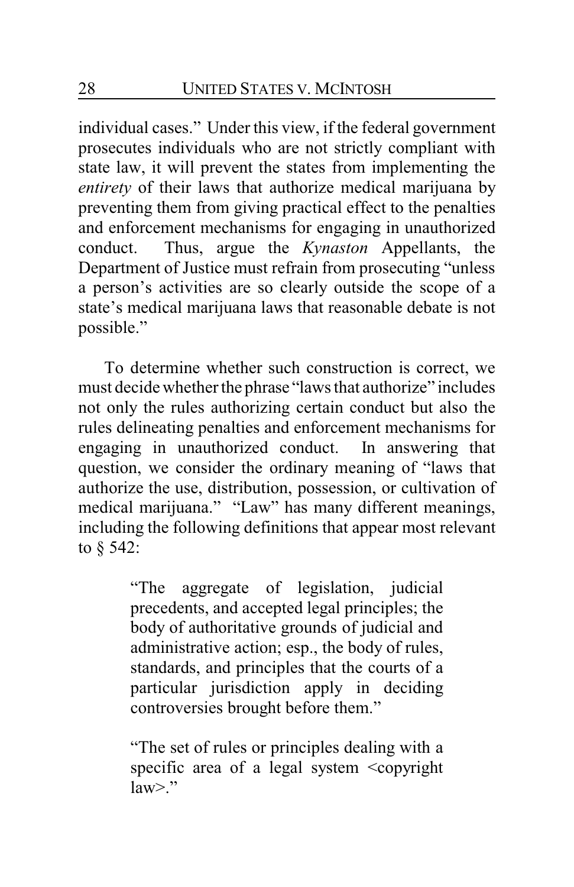individual cases." Under this view, if the federal government prosecutes individuals who are not strictly compliant with state law, it will prevent the states from implementing the *entirety* of their laws that authorize medical marijuana by preventing them from giving practical effect to the penalties and enforcement mechanisms for engaging in unauthorized conduct. Thus, argue the *Kynaston* Appellants, the Department of Justice must refrain from prosecuting "unless a person's activities are so clearly outside the scope of a state's medical marijuana laws that reasonable debate is not possible."

To determine whether such construction is correct, we must decide whether the phrase "laws that authorize" includes not only the rules authorizing certain conduct but also the rules delineating penalties and enforcement mechanisms for engaging in unauthorized conduct. In answering that question, we consider the ordinary meaning of "laws that authorize the use, distribution, possession, or cultivation of medical marijuana." "Law" has many different meanings, including the following definitions that appear most relevant to § 542:

> "The aggregate of legislation, judicial precedents, and accepted legal principles; the body of authoritative grounds of judicial and administrative action; esp., the body of rules, standards, and principles that the courts of a particular jurisdiction apply in deciding controversies brought before them."
>
> "The set of rules or principles dealing with a specific area of a legal system <copyright law>."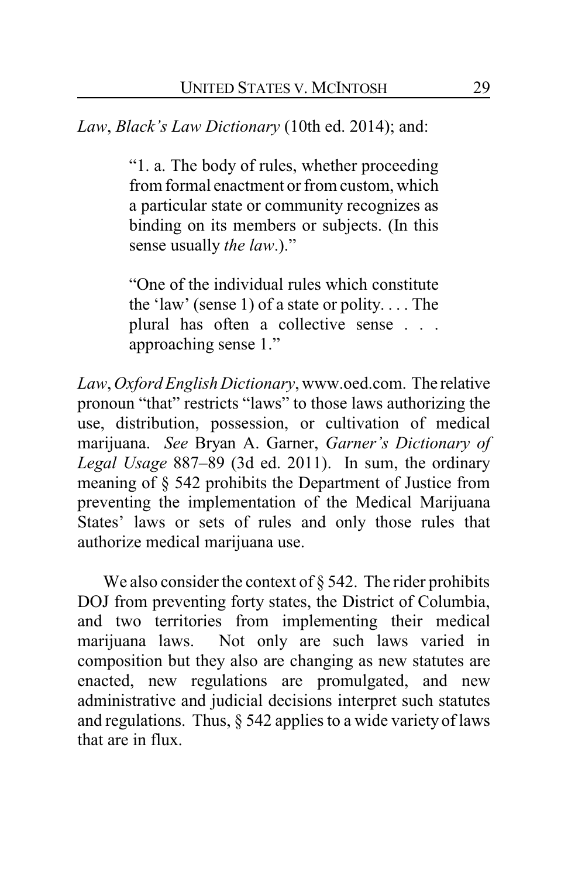*Law*, *Black's Law Dictionary* (10th ed. 2014); and:

> "1. a. The body of rules, whether proceeding from formal enactment or from custom, which a particular state or community recognizes as binding on its members or subjects. (In this sense usually *the law*.)."
>
> "One of the individual rules which constitute the 'law' (sense 1) of a state or polity. . . . The plural has often a collective sense . . . approaching sense 1."

*Law*, *Oxford English Dictionary*, www.oed.com. The relative pronoun "that" restricts "laws" to those laws authorizing the use, distribution, possession, or cultivation of medical marijuana. *See* Bryan A. Garner, *Garner's Dictionary of Legal Usage* 887–89 (3d ed. 2011). In sum, the ordinary meaning of § 542 prohibits the Department of Justice from preventing the implementation of the Medical Marijuana States' laws or sets of rules and only those rules that authorize medical marijuana use.

We also consider the context of § 542. The rider prohibits DOJ from preventing forty states, the District of Columbia, and two territories from implementing their medical marijuana laws. Not only are such laws varied in composition but they also are changing as new statutes are enacted, new regulations are promulgated, and new administrative and judicial decisions interpret such statutes and regulations. Thus, § 542 applies to a wide variety of laws that are in flux.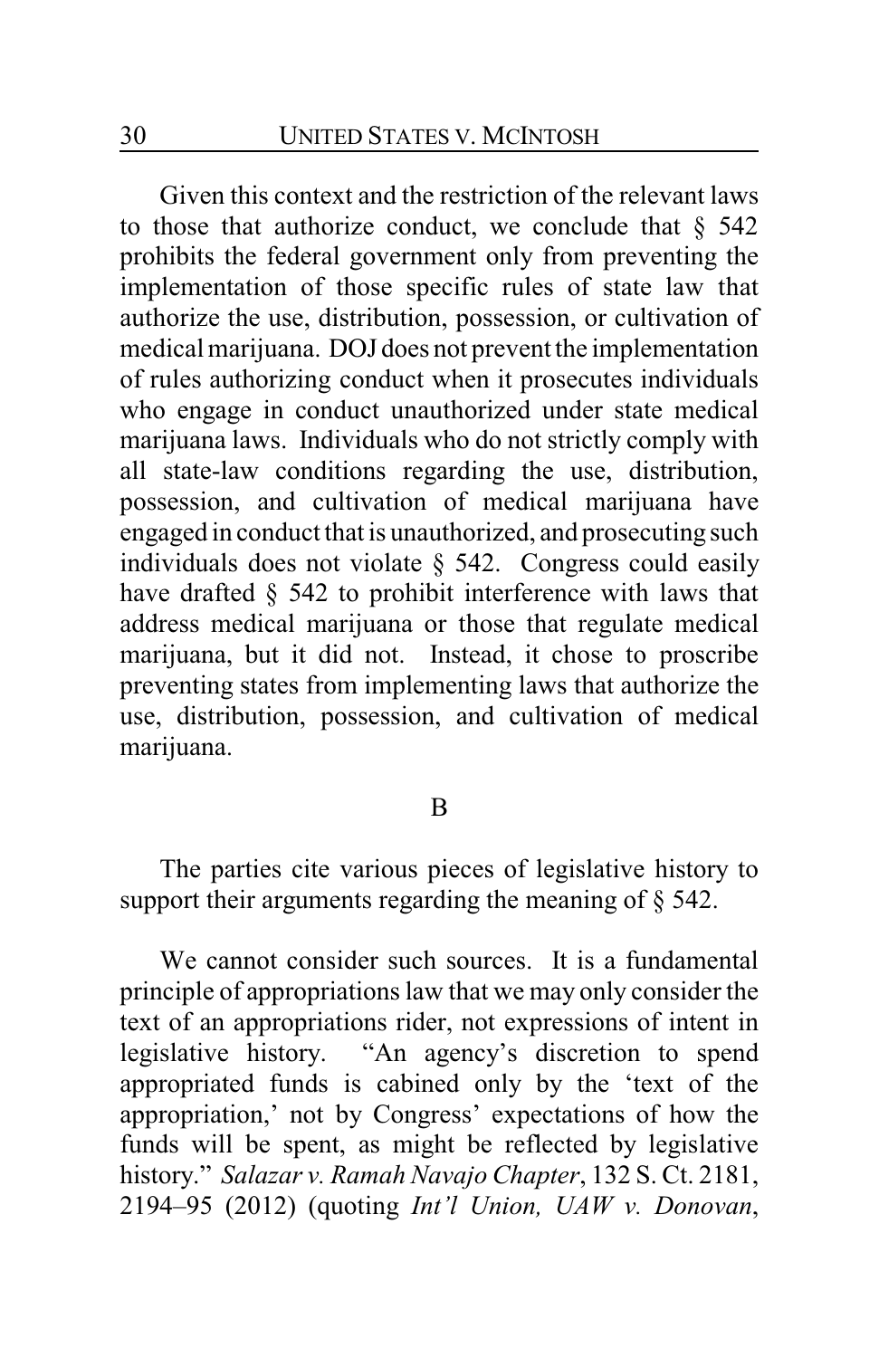Given this context and the restriction of the relevant laws to those that authorize conduct, we conclude that § 542 prohibits the federal government only from preventing the implementation of those specific rules of state law that authorize the use, distribution, possession, or cultivation of medical marijuana. DOJ does not prevent the implementation of rules authorizing conduct when it prosecutes individuals who engage in conduct unauthorized under state medical marijuana laws. Individuals who do not strictly comply with all state-law conditions regarding the use, distribution, possession, and cultivation of medical marijuana have engaged in conduct that is unauthorized, and prosecuting such individuals does not violate § 542. Congress could easily have drafted § 542 to prohibit interference with laws that address medical marijuana or those that regulate medical marijuana, but it did not. Instead, it chose to proscribe preventing states from implementing laws that authorize the use, distribution, possession, and cultivation of medical marijuana.

## B

The parties cite various pieces of legislative history to support their arguments regarding the meaning of § 542.

We cannot consider such sources. It is a fundamental principle of appropriations law that we may only consider the text of an appropriations rider, not expressions of intent in legislative history. "An agency's discretion to spend appropriated funds is cabined only by the 'text of the appropriation,' not by Congress' expectations of how the funds will be spent, as might be reflected by legislative history." *Salazar v. Ramah Navajo Chapter*, 132 S. Ct. 2181, 2194–95 (2012) (quoting *Int'l Union, UAW v. Donovan*,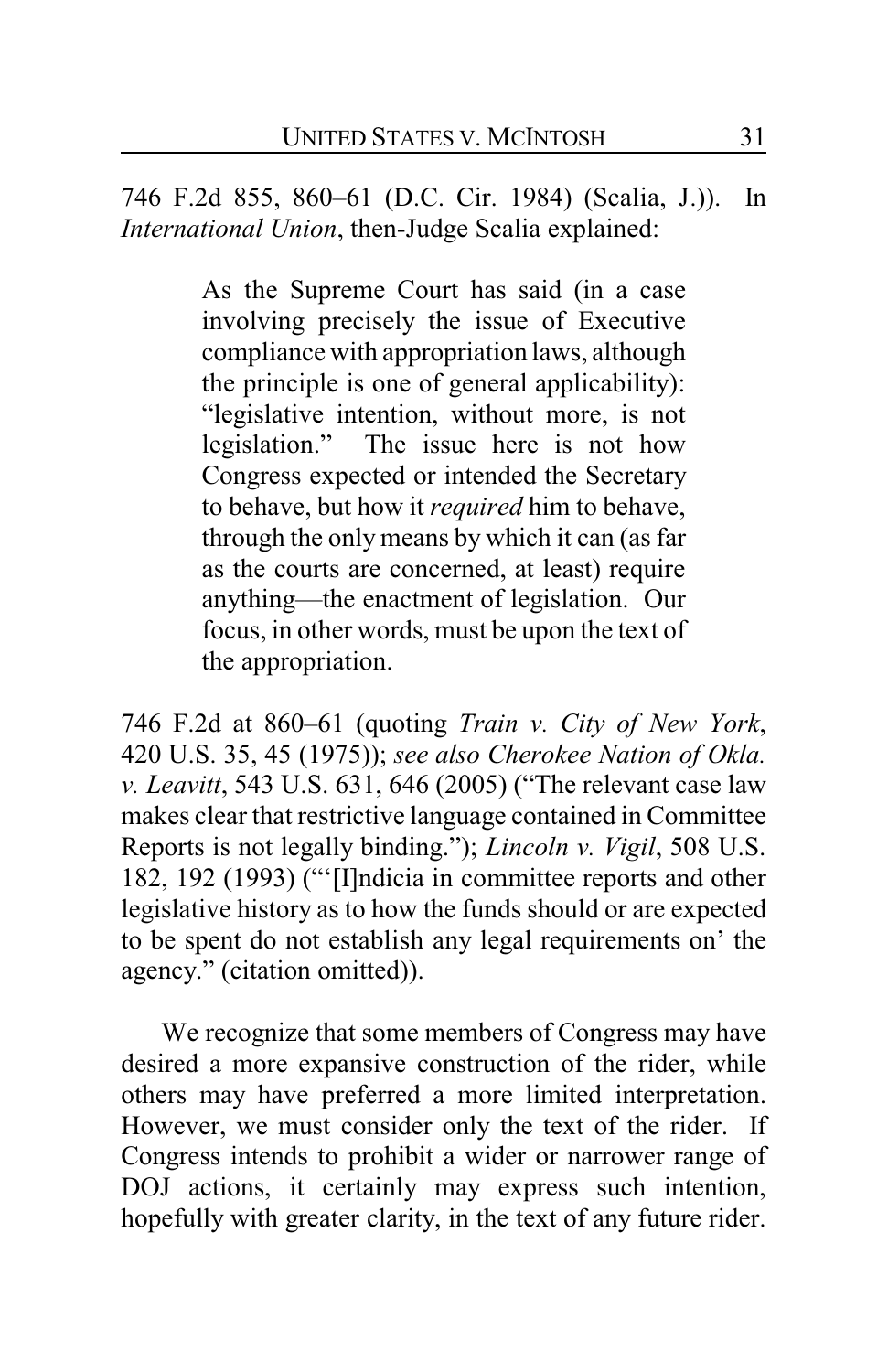746 F.2d 855, 860–61 (D.C. Cir. 1984) (Scalia, J.)). In *International Union*, then-Judge Scalia explained:

> As the Supreme Court has said (in a case involving precisely the issue of Executive compliance with appropriation laws, although the principle is one of general applicability): "legislative intention, without more, is not legislation." The issue here is not how Congress expected or intended the Secretary to behave, but how it *required* him to behave, through the only means by which it can (as far as the courts are concerned, at least) require anything—the enactment of legislation. Our focus, in other words, must be upon the text of the appropriation.

746 F.2d at 860–61 (quoting *Train v. City of New York*, 420 U.S. 35, 45 (1975)); *see also Cherokee Nation of Okla. v. Leavitt*, 543 U.S. 631, 646 (2005) ("The relevant case law makes clear that restrictive language contained in Committee Reports is not legally binding."); *Lincoln v. Vigil*, 508 U.S. 182, 192 (1993) ("'[I]ndicia in committee reports and other legislative history as to how the funds should or are expected to be spent do not establish any legal requirements on' the agency." (citation omitted)).

We recognize that some members of Congress may have desired a more expansive construction of the rider, while others may have preferred a more limited interpretation. However, we must consider only the text of the rider. If Congress intends to prohibit a wider or narrower range of DOJ actions, it certainly may express such intention, hopefully with greater clarity, in the text of any future rider.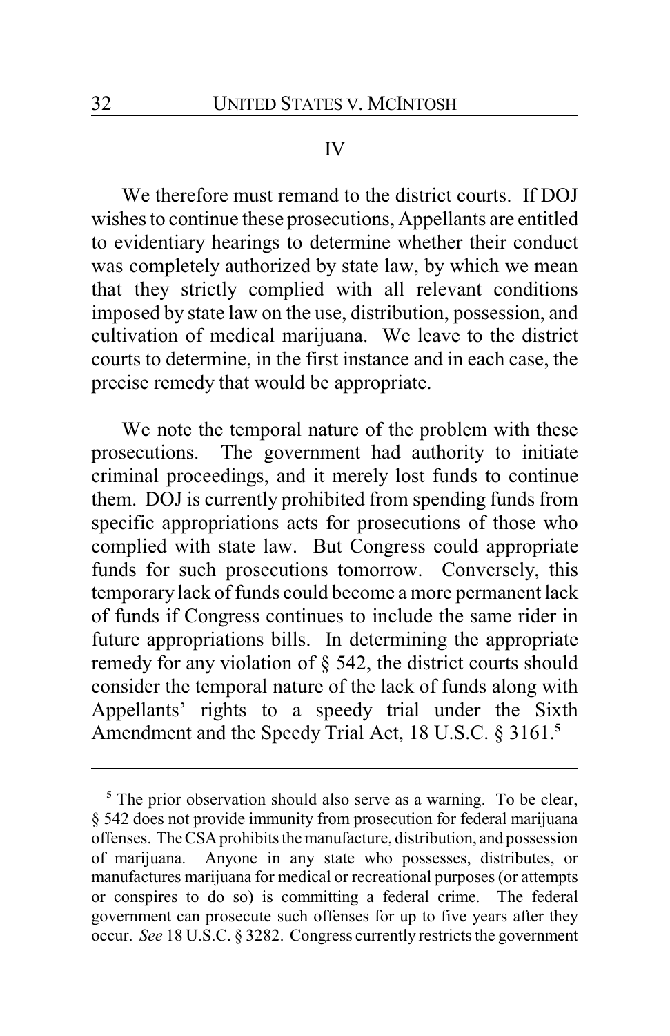## IV

We therefore must remand to the district courts. If DOJ wishes to continue these prosecutions, Appellants are entitled to evidentiary hearings to determine whether their conduct was completely authorized by state law, by which we mean that they strictly complied with all relevant conditions imposed by state law on the use, distribution, possession, and cultivation of medical marijuana. We leave to the district courts to determine, in the first instance and in each case, the precise remedy that would be appropriate.

We note the temporal nature of the problem with these prosecutions. The government had authority to initiate criminal proceedings, and it merely lost funds to continue them. DOJ is currently prohibited from spending funds from specific appropriations acts for prosecutions of those who complied with state law. But Congress could appropriate funds for such prosecutions tomorrow. Conversely, this temporary lack of funds could become a more permanent lack of funds if Congress continues to include the same rider in future appropriations bills. In determining the appropriate remedy for any violation of § 542, the district courts should consider the temporal nature of the lack of funds along with Appellants' rights to a speedy trial under the Sixth Amendment and the Speedy Trial Act, 18 U.S.C. § 3161.[5]

---

[5] The prior observation should also serve as a warning. To be clear, § 542 does not provide immunity from prosecution for federal marijuana offenses. The CSA prohibits the manufacture, distribution, and possession of marijuana. Anyone in any state who possesses, distributes, or manufactures marijuana for medical or recreational purposes (or attempts or conspires to do so) is committing a federal crime. The federal government can prosecute such offenses for up to five years after they occur. *See* 18 U.S.C. § 3282. Congress currently restricts the government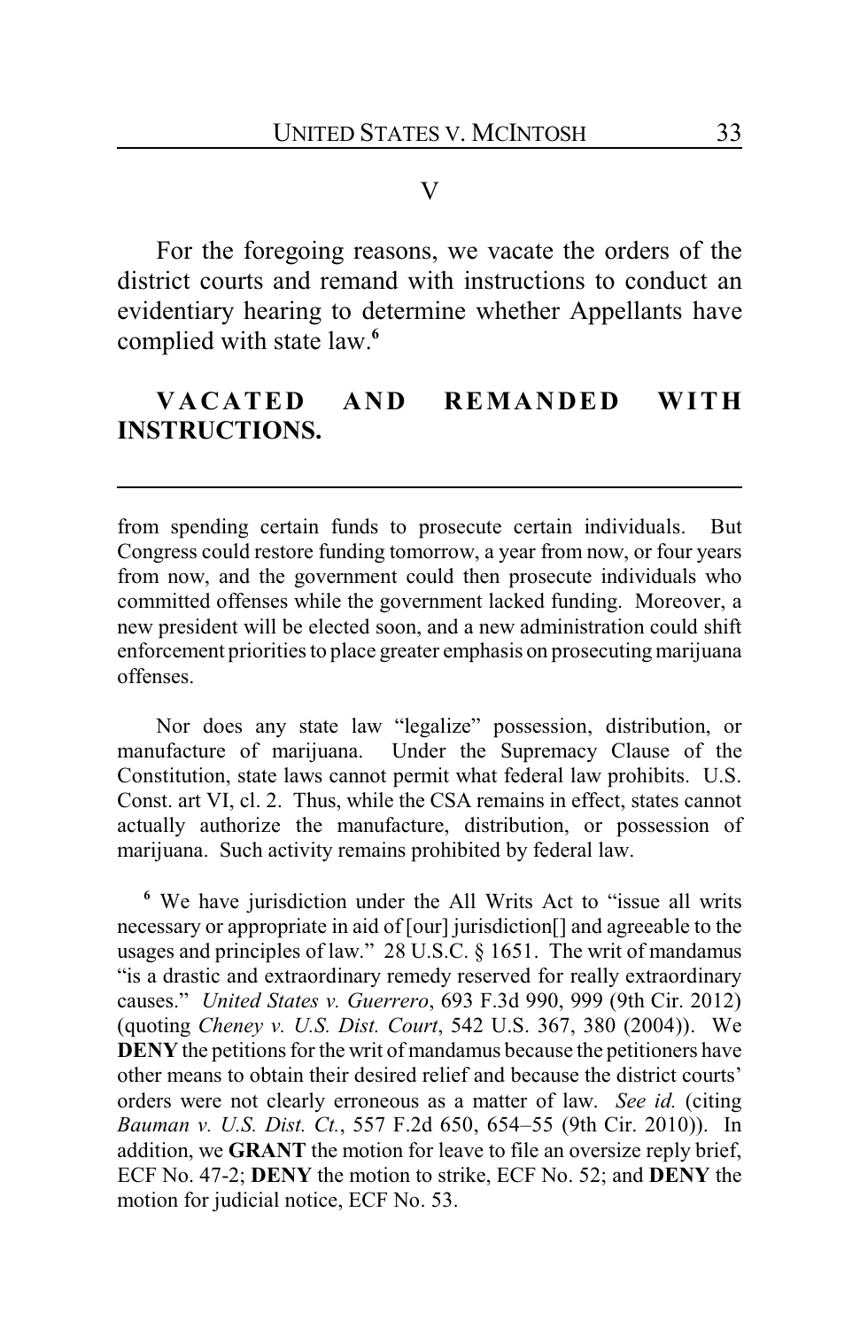## V

For the foregoing reasons, we vacate the orders of the district courts and remand with instructions to conduct an evidentiary hearing to determine whether Appellants have complied with state law.[6]

**VACATED AND REMANDED WITH INSTRUCTIONS.**

---

from spending certain funds to prosecute certain individuals. But Congress could restore funding tomorrow, a year from now, or four years from now, and the government could then prosecute individuals who committed offenses while the government lacked funding. Moreover, a new president will be elected soon, and a new administration could shift enforcement priorities to place greater emphasis on prosecuting marijuana offenses.

Nor does any state law "legalize" possession, distribution, or manufacture of marijuana. Under the Supremacy Clause of the Constitution, state laws cannot permit what federal law prohibits. U.S. Const. art VI, cl. 2. Thus, while the CSA remains in effect, states cannot actually authorize the manufacture, distribution, or possession of marijuana. Such activity remains prohibited by federal law.

[6] We have jurisdiction under the All Writs Act to "issue all writs necessary or appropriate in aid of [our] jurisdiction[] and agreeable to the usages and principles of law." 28 U.S.C. § 1651. The writ of mandamus "is a drastic and extraordinary remedy reserved for really extraordinary causes." *United States v. Guerrero*, 693 F.3d 990, 999 (9th Cir. 2012) (quoting *Cheney v. U.S. Dist. Court*, 542 U.S. 367, 380 (2004)). We **DENY** the petitions for the writ of mandamus because the petitioners have other means to obtain their desired relief and because the district courts' orders were not clearly erroneous as a matter of law. *See id.* (citing *Bauman v. U.S. Dist. Ct.*, 557 F.2d 650, 654–55 (9th Cir. 2010)). In addition, we **GRANT** the motion for leave to file an oversize reply brief, ECF No. 47-2; **DENY** the motion to strike, ECF No. 52; and **DENY** the motion for judicial notice, ECF No. 53.